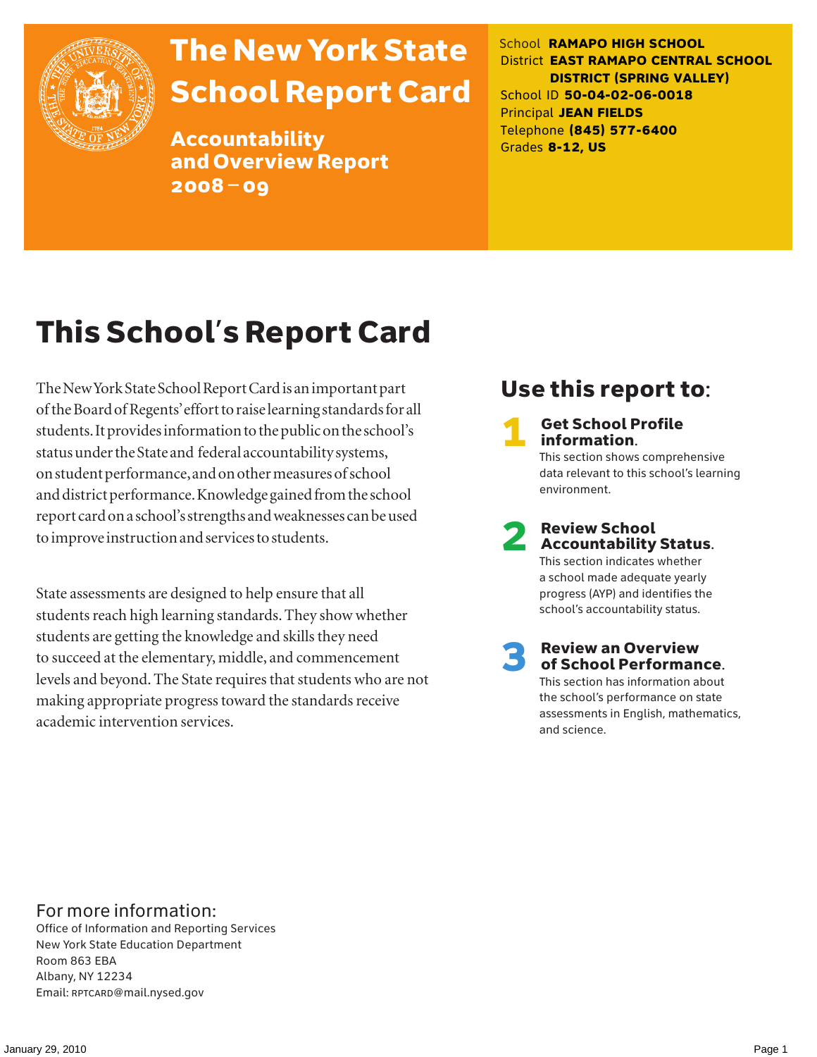# The New York State School Report Card

## Accountability and Overview Report 2008–09

School **RAMAPO HIGH SCHOOL**
District **EAST RAMAPO CENTRAL SCHOOL DISTRICT (SPRING VALLEY)**
School ID **50-04-02-06-0018**
Principal **JEAN FIELDS**
Telephone **(845) 577-6400**
Grades **8-12, US**

# This School's Report Card

The New York State School Report Card is an important part of the Board of Regents' effort to raise learning standards for all students. It provides information to the public on the school's status under the State and federal accountability systems, on student performance, and on other measures of school and district performance. Knowledge gained from the school report card on a school's strengths and weaknesses can be used to improve instruction and services to students.

State assessments are designed to help ensure that all students reach high learning standards. They show whether students are getting the knowledge and skills they need to succeed at the elementary, middle, and commencement levels and beyond. The State requires that students who are not making appropriate progress toward the standards receive academic intervention services.

## Use this report to:

**1 Get School Profile information.**
This section shows comprehensive data relevant to this school's learning environment.

**2 Review School Accountability Status.**
This section indicates whether a school made adequate yearly progress (AYP) and identifies the school's accountability status.

**3 Review an Overview of School Performance.**
This section has information about the school's performance on state assessments in English, mathematics, and science.

For more information:
Office of Information and Reporting Services
New York State Education Department
Room 863 EBA
Albany, NY 12234
Email: RPTCARD@mail.nysed.gov

January 29, 2010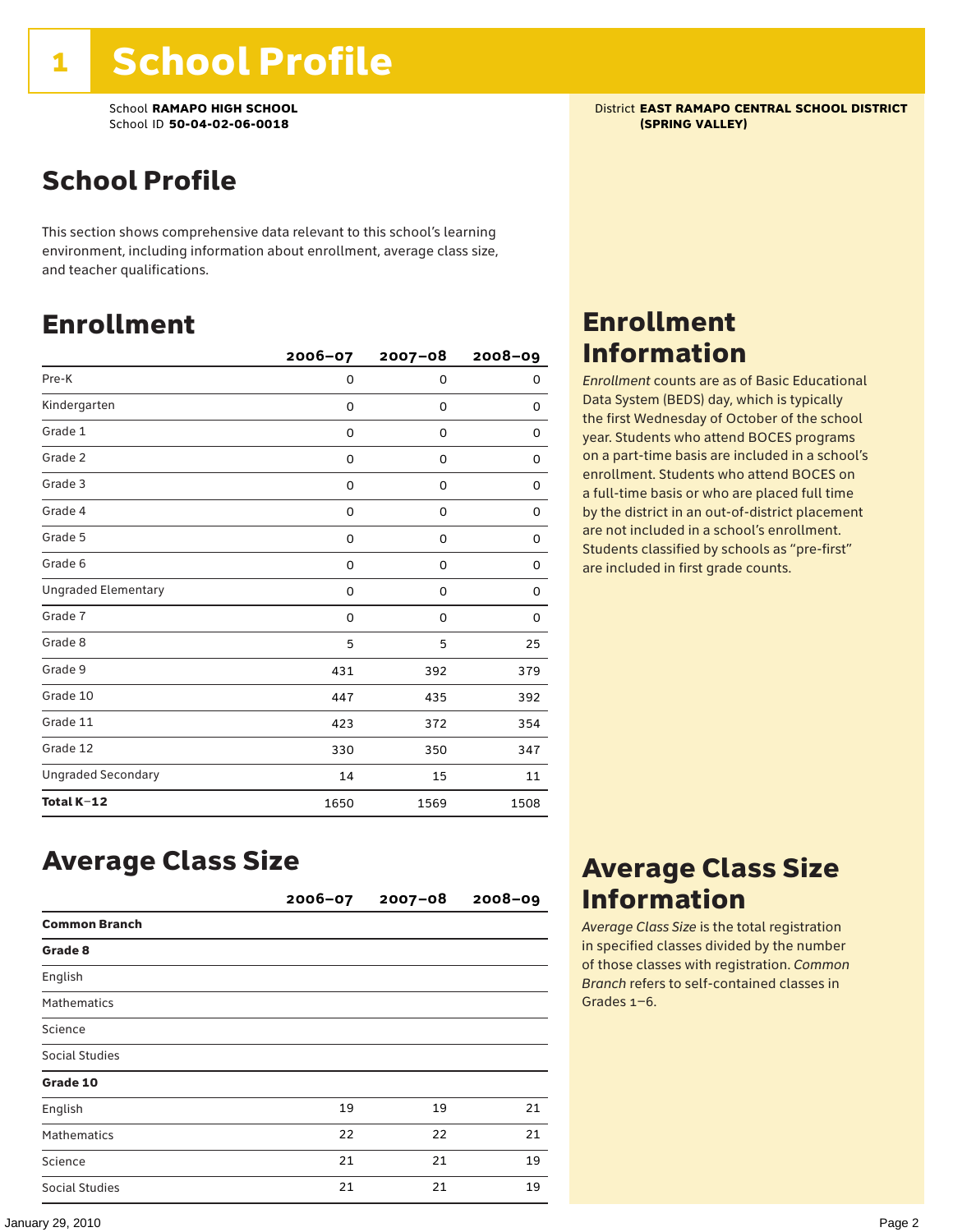# 1 School Profile

School **RAMAPO HIGH SCHOOL**
School ID **50-04-02-06-0018**

District **EAST RAMAPO CENTRAL SCHOOL DISTRICT (SPRING VALLEY)**

## School Profile

This section shows comprehensive data relevant to this school's learning environment, including information about enrollment, average class size, and teacher qualifications.

## Enrollment

| | 2006–07 | 2007–08 | 2008–09 |
|---|---|---|---|
| Pre-K | 0 | 0 | 0 |
| Kindergarten | 0 | 0 | 0 |
| Grade 1 | 0 | 0 | 0 |
| Grade 2 | 0 | 0 | 0 |
| Grade 3 | 0 | 0 | 0 |
| Grade 4 | 0 | 0 | 0 |
| Grade 5 | 0 | 0 | 0 |
| Grade 6 | 0 | 0 | 0 |
| Ungraded Elementary | 0 | 0 | 0 |
| Grade 7 | 0 | 0 | 0 |
| Grade 8 | 5 | 5 | 25 |
| Grade 9 | 431 | 392 | 379 |
| Grade 10 | 447 | 435 | 392 |
| Grade 11 | 423 | 372 | 354 |
| Grade 12 | 330 | 350 | 347 |
| Ungraded Secondary | 14 | 15 | 11 |
| **Total K–12** | 1650 | 1569 | 1508 |

## Enrollment Information

*Enrollment* counts are as of Basic Educational Data System (BEDS) day, which is typically the first Wednesday of October of the school year. Students who attend BOCES programs on a part-time basis are included in a school's enrollment. Students who attend BOCES on a full-time basis or who are placed full time by the district in an out-of-district placement are not included in a school's enrollment. Students classified by schools as "pre-first" are included in first grade counts.

## Average Class Size

| | 2006–07 | 2007–08 | 2008–09 |
|---|---|---|---|
| **Common Branch** | | | |
| **Grade 8** | | | |
| English | | | |
| Mathematics | | | |
| Science | | | |
| Social Studies | | | |
| **Grade 10** | | | |
| English | 19 | 19 | 21 |
| Mathematics | 22 | 22 | 21 |
| Science | 21 | 21 | 19 |
| Social Studies | 21 | 21 | 19 |

## Average Class Size Information

*Average Class Size* is the total registration in specified classes divided by the number of those classes with registration. *Common Branch* refers to self-contained classes in Grades 1–6.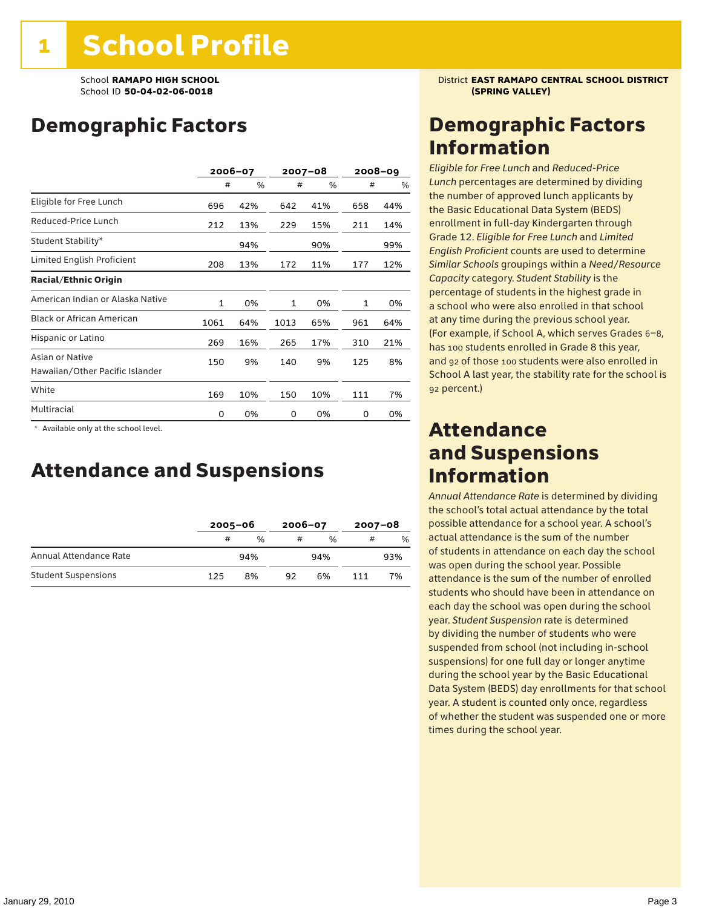# 1 School Profile

School **RAMAPO HIGH SCHOOL**
School ID **50-04-02-06-0018**

District **EAST RAMAPO CENTRAL SCHOOL DISTRICT (SPRING VALLEY)**

## Demographic Factors

| | 2006–07 | | 2007–08 | | 2008–09 | |
|---|---|---|---|---|---|---|
| | # | % | # | % | # | % |
| Eligible for Free Lunch | 696 | 42% | 642 | 41% | 658 | 44% |
| Reduced-Price Lunch | 212 | 13% | 229 | 15% | 211 | 14% |
| Student Stability* | | 94% | | 90% | | 99% |
| Limited English Proficient | 208 | 13% | 172 | 11% | 177 | 12% |
| **Racial/Ethnic Origin** | | | | | | |
| American Indian or Alaska Native | 1 | 0% | 1 | 0% | 1 | 0% |
| Black or African American | 1061 | 64% | 1013 | 65% | 961 | 64% |
| Hispanic or Latino | 269 | 16% | 265 | 17% | 310 | 21% |
| Asian or Native Hawaiian/Other Pacific Islander | 150 | 9% | 140 | 9% | 125 | 8% |
| White | 169 | 10% | 150 | 10% | 111 | 7% |
| Multiracial | 0 | 0% | 0 | 0% | 0 | 0% |

* Available only at the school level.

## Attendance and Suspensions

| | 2005–06 | | 2006–07 | | 2007–08 | |
|---|---|---|---|---|---|---|
| | # | % | # | % | # | % |
| Annual Attendance Rate | | 94% | | 94% | | 93% |
| Student Suspensions | 125 | 8% | 92 | 6% | 111 | 7% |

## Demographic Factors Information

*Eligible for Free Lunch* and *Reduced-Price Lunch* percentages are determined by dividing the number of approved lunch applicants by the Basic Educational Data System (BEDS) enrollment in full-day Kindergarten through Grade 12. *Eligible for Free Lunch* and *Limited English Proficient* counts are used to determine *Similar Schools* groupings within a *Need/Resource Capacity* category. *Student Stability* is the percentage of students in the highest grade in a school who were also enrolled in that school at any time during the previous school year. (For example, if School A, which serves Grades 6–8, has 100 students enrolled in Grade 8 this year, and 92 of those 100 students were also enrolled in School A last year, the stability rate for the school is 92 percent.)

## Attendance and Suspensions Information

*Annual Attendance Rate* is determined by dividing the school's total actual attendance by the total possible attendance for a school year. A school's actual attendance is the sum of the number of students in attendance on each day the school was open during the school year. Possible attendance is the sum of the number of enrolled students who should have been in attendance on each day the school was open during the school year. *Student Suspension* rate is determined by dividing the number of students who were suspended from school (not including in-school suspensions) for one full day or longer anytime during the school year by the Basic Educational Data System (BEDS) day enrollments for that school year. A student is counted only once, regardless of whether the student was suspended one or more times during the school year.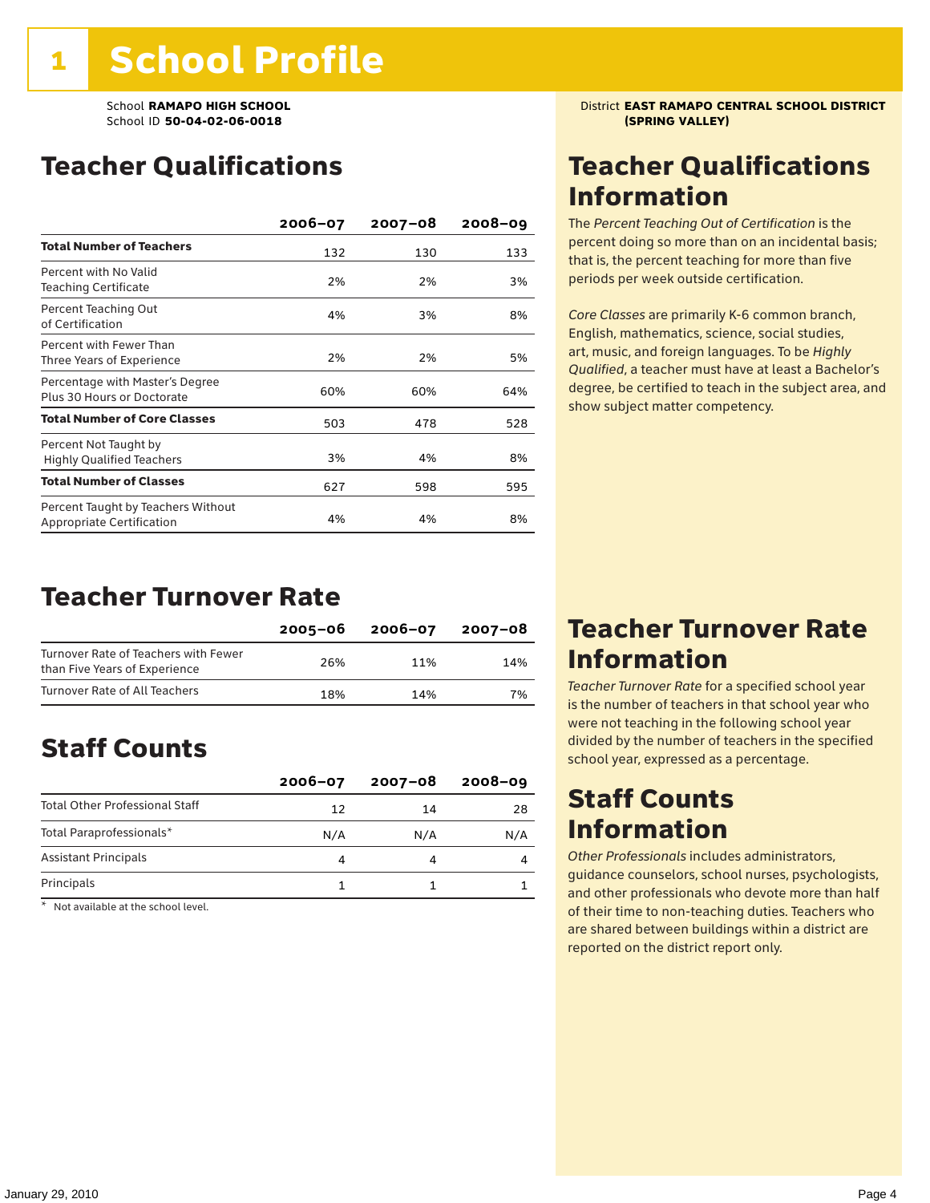# 1 School Profile

School **RAMAPO HIGH SCHOOL**
School ID **50-04-02-06-0018**

District **EAST RAMAPO CENTRAL SCHOOL DISTRICT (SPRING VALLEY)**

## Teacher Qualifications

| | 2006–07 | 2007–08 | 2008–09 |
|---|---|---|---|
| **Total Number of Teachers** | 132 | 130 | 133 |
| Percent with No Valid Teaching Certificate | 2% | 2% | 3% |
| Percent Teaching Out of Certification | 4% | 3% | 8% |
| Percent with Fewer Than Three Years of Experience | 2% | 2% | 5% |
| Percentage with Master's Degree Plus 30 Hours or Doctorate | 60% | 60% | 64% |
| **Total Number of Core Classes** | 503 | 478 | 528 |
| Percent Not Taught by Highly Qualified Teachers | 3% | 4% | 8% |
| **Total Number of Classes** | 627 | 598 | 595 |
| Percent Taught by Teachers Without Appropriate Certification | 4% | 4% | 8% |

## Teacher Turnover Rate

| | 2005–06 | 2006–07 | 2007–08 |
|---|---|---|---|
| Turnover Rate of Teachers with Fewer than Five Years of Experience | 26% | 11% | 14% |
| Turnover Rate of All Teachers | 18% | 14% | 7% |

## Staff Counts

| | 2006–07 | 2007–08 | 2008–09 |
|---|---|---|---|
| Total Other Professional Staff | 12 | 14 | 28 |
| Total Paraprofessionals* | N/A | N/A | N/A |
| Assistant Principals | 4 | 4 | 4 |
| Principals | 1 | 1 | 1 |

\* Not available at the school level.

## Teacher Qualifications Information

The *Percent Teaching Out of Certification* is the percent doing so more than on an incidental basis; that is, the percent teaching for more than five periods per week outside certification.

*Core Classes* are primarily K-6 common branch, English, mathematics, science, social studies, art, music, and foreign languages. To be *Highly Qualified*, a teacher must have at least a Bachelor's degree, be certified to teach in the subject area, and show subject matter competency.

## Teacher Turnover Rate Information

*Teacher Turnover Rate* for a specified school year is the number of teachers in that school year who were not teaching in the following school year divided by the number of teachers in the specified school year, expressed as a percentage.

## Staff Counts Information

*Other Professionals* includes administrators, guidance counselors, school nurses, psychologists, and other professionals who devote more than half of their time to non-teaching duties. Teachers who are shared between buildings within a district are reported on the district report only.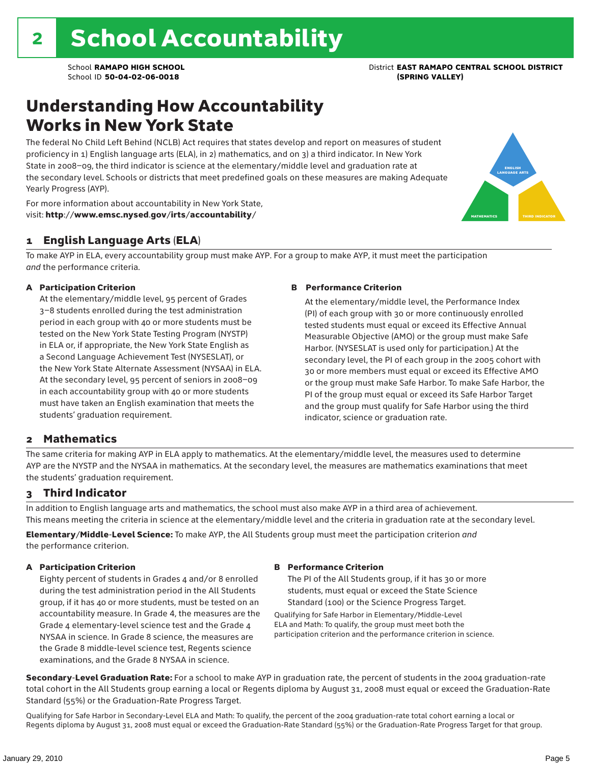# 2 School Accountability

School **RAMAPO HIGH SCHOOL**
School ID **50-04-02-06-0018**

District **EAST RAMAPO CENTRAL SCHOOL DISTRICT (SPRING VALLEY)**

## Understanding How Accountability Works in New York State

The federal No Child Left Behind (NCLB) Act requires that states develop and report on measures of student proficiency in 1) English language arts (ELA), in 2) mathematics, and on 3) a third indicator. In New York State in 2008–09, the third indicator is science at the elementary/middle level and graduation rate at the secondary level. Schools or districts that meet predefined goals on these measures are making Adequate Yearly Progress (AYP).

For more information about accountability in New York State, visit: **http://www.emsc.nysed.gov/irts/accountability/**

ENGLISH LANGUAGE ARTS

MATHEMATICS

THIRD INDICATOR

### 1 English Language Arts (ELA)

To make AYP in ELA, every accountability group must make AYP. For a group to make AYP, it must meet the participation *and* the performance criteria.

**A Participation Criterion**

At the elementary/middle level, 95 percent of Grades 3–8 students enrolled during the test administration period in each group with 40 or more students must be tested on the New York State Testing Program (NYSTP) in ELA or, if appropriate, the New York State English as a Second Language Achievement Test (NYSESLAT), or the New York State Alternate Assessment (NYSAA) in ELA. At the secondary level, 95 percent of seniors in 2008–09 in each accountability group with 40 or more students must have taken an English examination that meets the students' graduation requirement.

**B Performance Criterion**

At the elementary/middle level, the Performance Index (PI) of each group with 30 or more continuously enrolled tested students must equal or exceed its Effective Annual Measurable Objective (AMO) or the group must make Safe Harbor. (NYSESLAT is used only for participation.) At the secondary level, the PI of each group in the 2005 cohort with 30 or more members must equal or exceed its Effective AMO or the group must make Safe Harbor. To make Safe Harbor, the PI of the group must equal or exceed its Safe Harbor Target and the group must qualify for Safe Harbor using the third indicator, science or graduation rate.

### 2 Mathematics

The same criteria for making AYP in ELA apply to mathematics. At the elementary/middle level, the measures used to determine AYP are the NYSTP and the NYSAA in mathematics. At the secondary level, the measures are mathematics examinations that meet the students' graduation requirement.

### 3 Third Indicator

In addition to English language arts and mathematics, the school must also make AYP in a third area of achievement. This means meeting the criteria in science at the elementary/middle level and the criteria in graduation rate at the secondary level.

**Elementary/Middle-Level Science:** To make AYP, the All Students group must meet the participation criterion *and* the performance criterion.

**A Participation Criterion**

Eighty percent of students in Grades 4 and/or 8 enrolled during the test administration period in the All Students group, if it has 40 or more students, must be tested on an accountability measure. In Grade 4, the measures are the Grade 4 elementary-level science test and the Grade 4 NYSAA in science. In Grade 8 science, the measures are the Grade 8 middle-level science test, Regents science examinations, and the Grade 8 NYSAA in science.

**B Performance Criterion**

The PI of the All Students group, if it has 30 or more students, must equal or exceed the State Science Standard (100) or the Science Progress Target.

Qualifying for Safe Harbor in Elementary/Middle-Level ELA and Math: To qualify, the group must meet both the participation criterion and the performance criterion in science.

**Secondary-Level Graduation Rate:** For a school to make AYP in graduation rate, the percent of students in the 2004 graduation-rate total cohort in the All Students group earning a local or Regents diploma by August 31, 2008 must equal or exceed the Graduation-Rate Standard (55%) or the Graduation-Rate Progress Target.

Qualifying for Safe Harbor in Secondary-Level ELA and Math: To qualify, the percent of the 2004 graduation-rate total cohort earning a local or Regents diploma by August 31, 2008 must equal or exceed the Graduation-Rate Standard (55%) or the Graduation-Rate Progress Target for that group.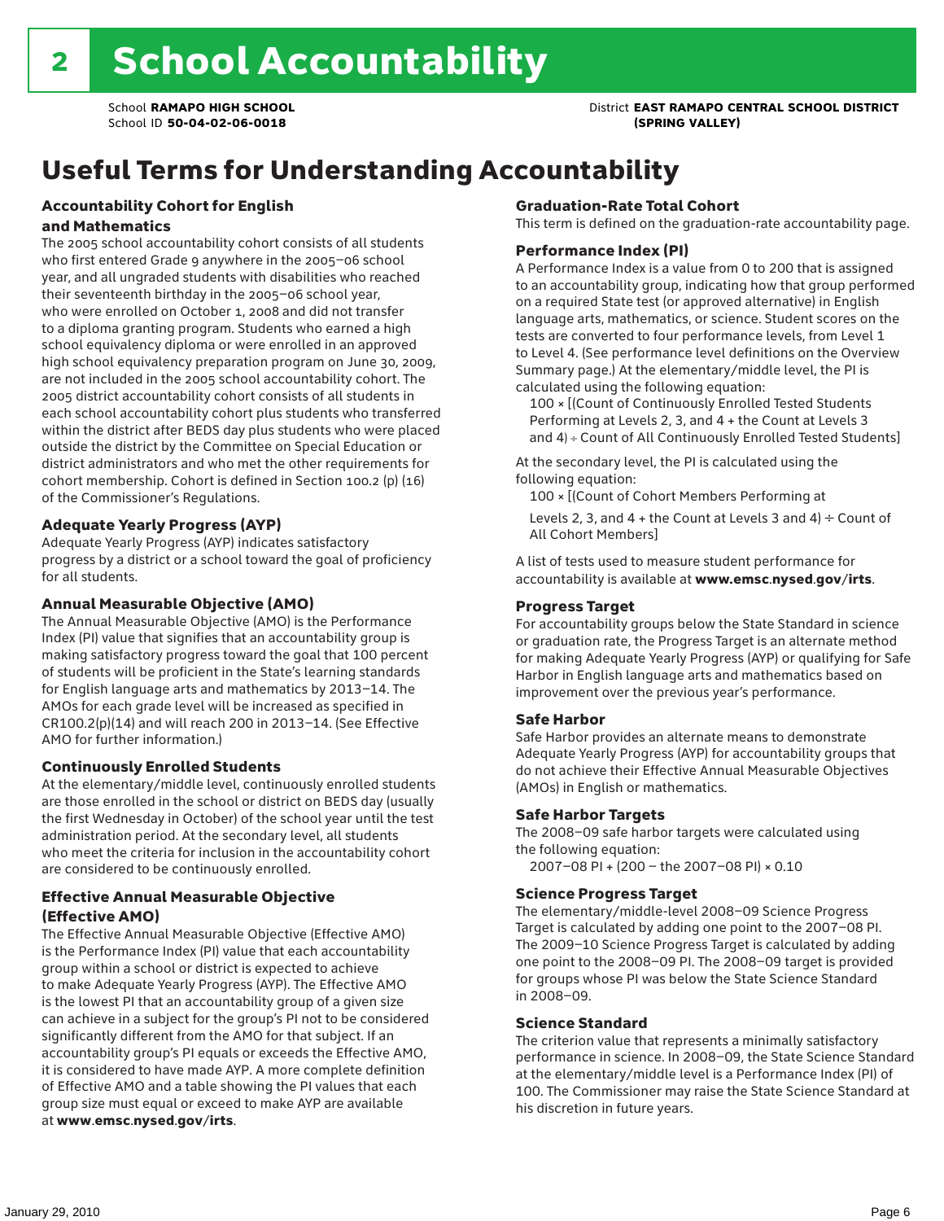# 2 School Accountability

School **RAMAPO HIGH SCHOOL**
School ID **50-04-02-06-0018**

District **EAST RAMAPO CENTRAL SCHOOL DISTRICT (SPRING VALLEY)**

## Useful Terms for Understanding Accountability

### Accountability Cohort for English and Mathematics

The 2005 school accountability cohort consists of all students who first entered Grade 9 anywhere in the 2005–06 school year, and all ungraded students with disabilities who reached their seventeenth birthday in the 2005–06 school year, who were enrolled on October 1, 2008 and did not transfer to a diploma granting program. Students who earned a high school equivalency diploma or were enrolled in an approved high school equivalency preparation program on June 30, 2009, are not included in the 2005 school accountability cohort. The 2005 district accountability cohort consists of all students in each school accountability cohort plus students who transferred within the district after BEDS day plus students who were placed outside the district by the Committee on Special Education or district administrators and who met the other requirements for cohort membership. Cohort is defined in Section 100.2 (p) (16) of the Commissioner's Regulations.

### Adequate Yearly Progress (AYP)

Adequate Yearly Progress (AYP) indicates satisfactory progress by a district or a school toward the goal of proficiency for all students.

### Annual Measurable Objective (AMO)

The Annual Measurable Objective (AMO) is the Performance Index (PI) value that signifies that an accountability group is making satisfactory progress toward the goal that 100 percent of students will be proficient in the State's learning standards for English language arts and mathematics by 2013–14. The AMOs for each grade level will be increased as specified in CR100.2(p)(14) and will reach 200 in 2013–14. (See Effective AMO for further information.)

### Continuously Enrolled Students

At the elementary/middle level, continuously enrolled students are those enrolled in the school or district on BEDS day (usually the first Wednesday in October) of the school year until the test administration period. At the secondary level, all students who meet the criteria for inclusion in the accountability cohort are considered to be continuously enrolled.

### Effective Annual Measurable Objective (Effective AMO)

The Effective Annual Measurable Objective (Effective AMO) is the Performance Index (PI) value that each accountability group within a school or district is expected to achieve to make Adequate Yearly Progress (AYP). The Effective AMO is the lowest PI that an accountability group of a given size can achieve in a subject for the group's PI not to be considered significantly different from the AMO for that subject. If an accountability group's PI equals or exceeds the Effective AMO, it is considered to have made AYP. A more complete definition of Effective AMO and a table showing the PI values that each group size must equal or exceed to make AYP are available at **www.emsc.nysed.gov/irts**.

### Graduation-Rate Total Cohort

This term is defined on the graduation-rate accountability page.

### Performance Index (PI)

A Performance Index is a value from 0 to 200 that is assigned to an accountability group, indicating how that group performed on a required State test (or approved alternative) in English language arts, mathematics, or science. Student scores on the tests are converted to four performance levels, from Level 1 to Level 4. (See performance level definitions on the Overview Summary page.) At the elementary/middle level, the PI is calculated using the following equation:

100 × [(Count of Continuously Enrolled Tested Students Performing at Levels 2, 3, and 4 + the Count at Levels 3 and 4) ÷ Count of All Continuously Enrolled Tested Students]

At the secondary level, the PI is calculated using the following equation:

100 × [(Count of Cohort Members Performing at Levels 2, 3, and 4 + the Count at Levels 3 and 4) ÷ Count of All Cohort Members]

A list of tests used to measure student performance for accountability is available at **www.emsc.nysed.gov/irts**.

### Progress Target

For accountability groups below the State Standard in science or graduation rate, the Progress Target is an alternate method for making Adequate Yearly Progress (AYP) or qualifying for Safe Harbor in English language arts and mathematics based on improvement over the previous year's performance.

### Safe Harbor

Safe Harbor provides an alternate means to demonstrate Adequate Yearly Progress (AYP) for accountability groups that do not achieve their Effective Annual Measurable Objectives (AMOs) in English or mathematics.

### Safe Harbor Targets

The 2008–09 safe harbor targets were calculated using the following equation:

2007–08 PI + (200 – the 2007–08 PI) × 0.10

### Science Progress Target

The elementary/middle-level 2008–09 Science Progress Target is calculated by adding one point to the 2007–08 PI. The 2009–10 Science Progress Target is calculated by adding one point to the 2008–09 PI. The 2008–09 target is provided for groups whose PI was below the State Science Standard in 2008–09.

### Science Standard

The criterion value that represents a minimally satisfactory performance in science. In 2008–09, the State Science Standard at the elementary/middle level is a Performance Index (PI) of 100. The Commissioner may raise the State Science Standard at his discretion in future years.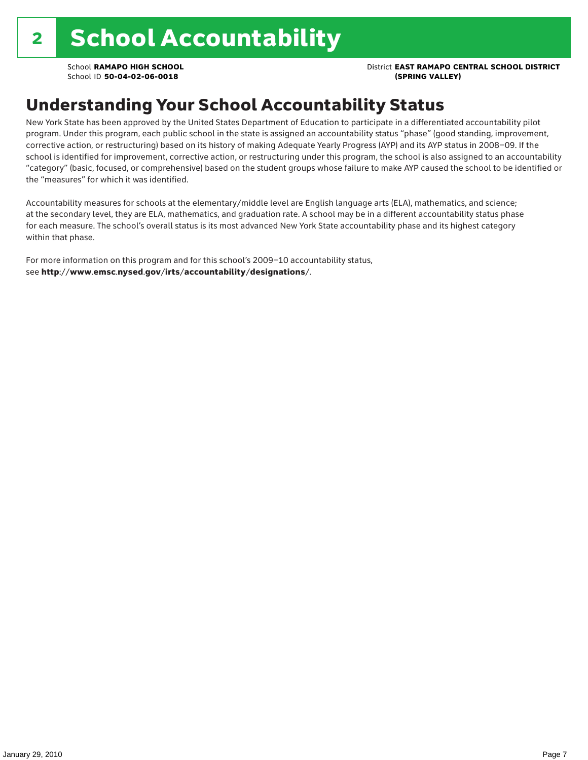# 2 School Accountability

School **RAMAPO HIGH SCHOOL**
School ID **50-04-02-06-0018**

District **EAST RAMAPO CENTRAL SCHOOL DISTRICT (SPRING VALLEY)**

## Understanding Your School Accountability Status

New York State has been approved by the United States Department of Education to participate in a differentiated accountability pilot program. Under this program, each public school in the state is assigned an accountability status "phase" (good standing, improvement, corrective action, or restructuring) based on its history of making Adequate Yearly Progress (AYP) and its AYP status in 2008–09. If the school is identified for improvement, corrective action, or restructuring under this program, the school is also assigned to an accountability "category" (basic, focused, or comprehensive) based on the student groups whose failure to make AYP caused the school to be identified or the "measures" for which it was identified.

Accountability measures for schools at the elementary/middle level are English language arts (ELA), mathematics, and science; at the secondary level, they are ELA, mathematics, and graduation rate. A school may be in a different accountability status phase for each measure. The school's overall status is its most advanced New York State accountability phase and its highest category within that phase.

For more information on this program and for this school's 2009–10 accountability status, see **http://www.emsc.nysed.gov/irts/accountability/designations/**.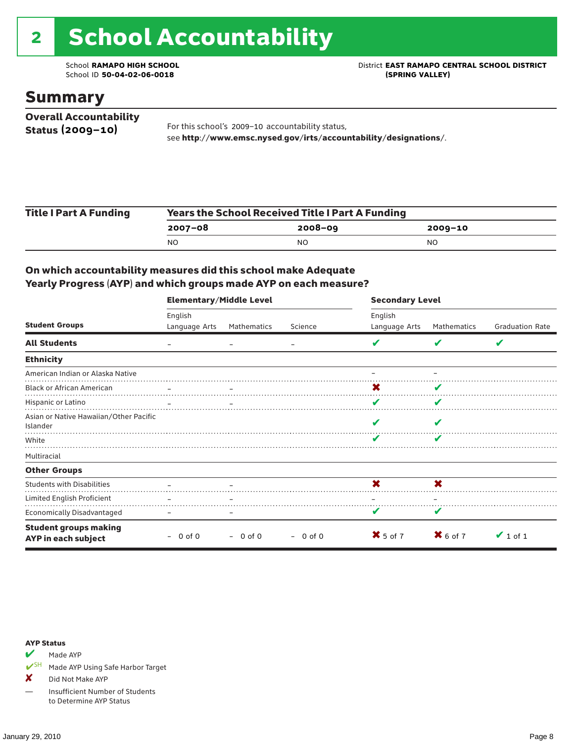# 2 School Accountability

School **RAMAPO HIGH SCHOOL**
School ID **50-04-02-06-0018**

District **EAST RAMAPO CENTRAL SCHOOL DISTRICT (SPRING VALLEY)**

## Summary

**Overall Accountability Status (2009–10)**

For this school's 2009–10 accountability status, see **http://www.emsc.nysed.gov/irts/accountability/designations/**.

| Title I Part A Funding | Years the School Received Title I Part A Funding | | |
|---|---|---|---|
| | **2007–08** | **2008–09** | **2009–10** |
| | NO | NO | NO |

**On which accountability measures did this school make Adequate Yearly Progress (AYP) and which groups made AYP on each measure?**

| | Elementary/Middle Level | | | Secondary Level | | |
|---|---|---|---|---|---|---|
| **Student Groups** | English Language Arts | Mathematics | Science | English Language Arts | Mathematics | Graduation Rate |
| **All Students** | – | – | – | ✔ | ✔ | ✔ |
| **Ethnicity** | | | | | | |
| American Indian or Alaska Native | | | | – | – | |
| Black or African American | – | – | | ✖ | ✔ | |
| Hispanic or Latino | – | – | | ✔ | ✔ | |
| Asian or Native Hawaiian/Other Pacific Islander | | | | ✔ | ✔ | |
| White | | | | ✔ | ✔ | |
| Multiracial | | | | | | |
| **Other Groups** | | | | | | |
| Students with Disabilities | – | – | | ✖ | ✖ | |
| Limited English Proficient | – | – | | – | – | |
| Economically Disadvantaged | – | – | | ✔ | ✔ | |
| **Student groups making AYP in each subject** | – 0 of 0 | – 0 of 0 | – 0 of 0 | ✖ 5 of 7 | ✖ 6 of 7 | ✔ 1 of 1 |

**AYP Status**

- ✔ Made AYP
- ✔SH Made AYP Using Safe Harbor Target
- ✖ Did Not Make AYP
- — Insufficient Number of Students to Determine AYP Status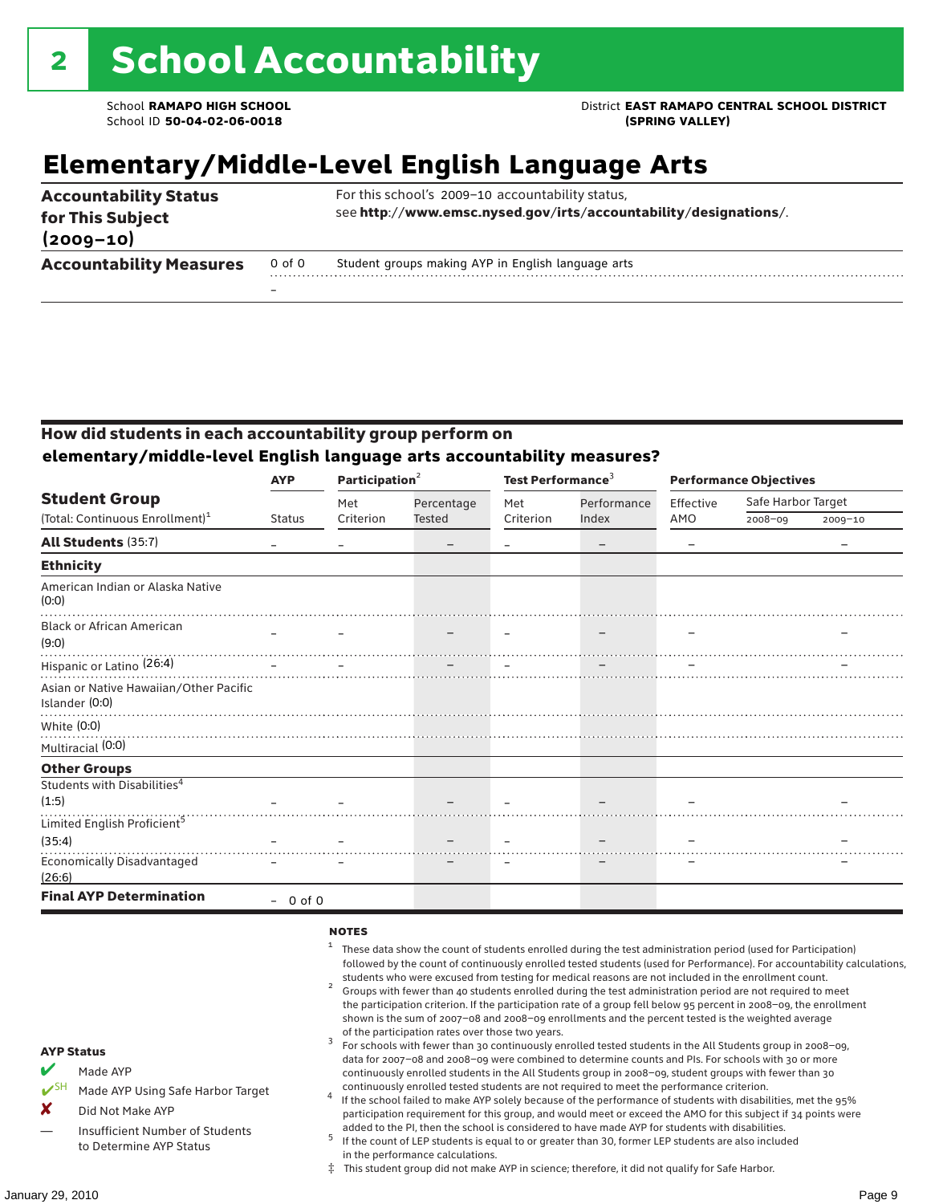# 2 School Accountability

School **RAMAPO HIGH SCHOOL**
School ID **50-04-02-06-0018**

District **EAST RAMAPO CENTRAL SCHOOL DISTRICT (SPRING VALLEY)**

## Elementary/Middle-Level English Language Arts

**Accountability Status for This Subject (2009–10)**

For this school's 2009–10 accountability status, see **http://www.emsc.nysed.gov/irts/accountability/designations/**.

**Accountability Measures**

0 of 0 Student groups making AYP in English language arts

–

### How did students in each accountability group perform on elementary/middle-level English language arts accountability measures?

| Student Group (Total: Continuous Enrollment)[1] | AYP Status | Participation[2] Met Criterion | Participation[2] Percentage Tested | Test Performance[3] Met Criterion | Test Performance[3] Performance Index | Performance Objectives Effective AMO | Safe Harbor Target 2008–09 | Safe Harbor Target 2009–10 |
|---|---|---|---|---|---|---|---|---|
| **All Students** (35:7) | – | – | – | – | – | – | | – |
| **Ethnicity** | | | | | | | | |
| American Indian or Alaska Native (0:0) | | | | | | | | |
| Black or African American (9:0) | – | – | – | – | – | – | | – |
| Hispanic or Latino (26:4) | – | – | – | – | – | – | | – |
| Asian or Native Hawaiian/Other Pacific Islander (0:0) | | | | | | | | |
| White (0:0) | | | | | | | | |
| Multiracial (0:0) | | | | | | | | |
| **Other Groups** | | | | | | | | |
| Students with Disabilities[4] (1:5) | – | – | – | – | – | – | | – |
| Limited English Proficient[5] (35:4) | – | – | – | – | – | – | | – |
| Economically Disadvantaged (26:6) | – | – | – | – | – | – | | – |
| **Final AYP Determination** | – 0 of 0 | | | | | | | |

**AYP Status**

- ✔ Made AYP
- ✔SH Made AYP Using Safe Harbor Target
- ✘ Did Not Make AYP
- — Insufficient Number of Students to Determine AYP Status

**NOTES**

1. These data show the count of students enrolled during the test administration period (used for Participation) followed by the count of continuously enrolled tested students (used for Performance). For accountability calculations, students who were excused from testing for medical reasons are not included in the enrollment count.
2. Groups with fewer than 40 students enrolled during the test administration period are not required to meet the participation criterion. If the participation rate of a group fell below 95 percent in 2008–09, the enrollment shown is the sum of 2007–08 and 2008–09 enrollments and the percent tested is the weighted average of the participation rates over those two years.
3. For schools with fewer than 30 continuously enrolled tested students in the All Students group in 2008–09, data for 2007–08 and 2008–09 were combined to determine counts and PIs. For schools with 30 or more continuously enrolled students in the All Students group in 2008–09, student groups with fewer than 30 continuously enrolled tested students are not required to meet the performance criterion.
4. If the school failed to make AYP solely because of the performance of students with disabilities, met the 95% participation requirement for this group, and would meet or exceed the AMO for this subject if 34 points were added to the PI, then the school is considered to have made AYP for students with disabilities.
5. If the count of LEP students is equal to or greater than 30, former LEP students are also included in the performance calculations.

‡ This student group did not make AYP in science; therefore, it did not qualify for Safe Harbor.

January 29, 2010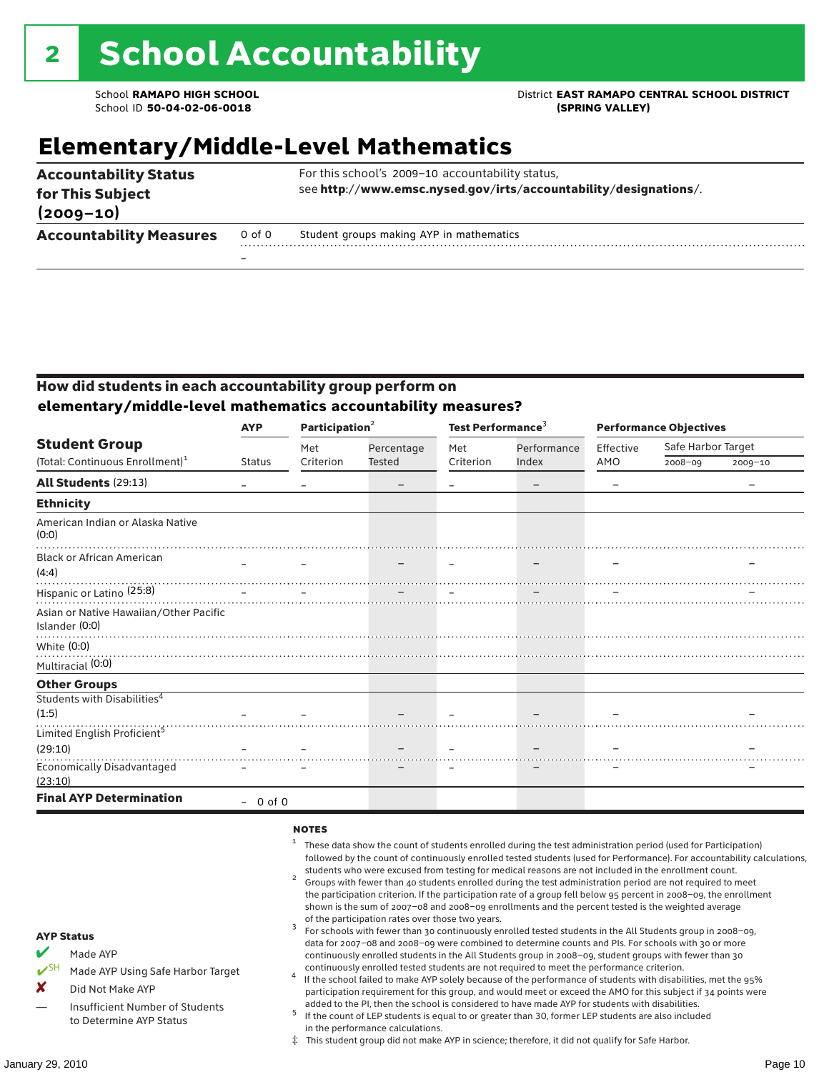# 2 School Accountability

School **RAMAPO HIGH SCHOOL**
School ID **50-04-02-06-0018**

District **EAST RAMAPO CENTRAL SCHOOL DISTRICT (SPRING VALLEY)**

## Elementary/Middle-Level Mathematics

| | | |
|---|---|---|
| **Accountability Status for This Subject (2009–10)** | | For this school's 2009–10 accountability status, see **http://www.emsc.nysed.gov/irts/accountability/designations/**. |
| **Accountability Measures** | 0 of 0 | Student groups making AYP in mathematics |
| | – | |

### How did students in each accountability group perform on elementary/middle-level mathematics accountability measures?

| Student Group (Total: Continuous Enrollment)[1] | AYP Status | Participation[2] Met Criterion | Participation[2] Percentage Tested | Test Performance[3] Met Criterion | Test Performance[3] Performance Index | Performance Objectives Effective AMO | Safe Harbor Target 2008–09 | Safe Harbor Target 2009–10 |
|---|---|---|---|---|---|---|---|---|
| **All Students** (29:13) | – | – | – | – | – | – | | – |
| **Ethnicity** | | | | | | | | |
| American Indian or Alaska Native (0:0) | | | | | | | | |
| Black or African American (4:4) | – | – | – | – | – | – | | – |
| Hispanic or Latino (25:8) | – | – | – | – | – | – | | – |
| Asian or Native Hawaiian/Other Pacific Islander (0:0) | | | | | | | | |
| White (0:0) | | | | | | | | |
| Multiracial (0:0) | | | | | | | | |
| **Other Groups** | | | | | | | | |
| Students with Disabilities[4] (1:5) | – | – | – | – | – | – | | – |
| Limited English Proficient[5] (29:10) | – | – | – | – | – | – | | – |
| Economically Disadvantaged (23:10) | – | – | – | – | – | – | | – |
| **Final AYP Determination** | – 0 of 0 | | | | | | | |

**AYP Status**

- ✔ Made AYP
- ✔SH Made AYP Using Safe Harbor Target
- ✘ Did Not Make AYP
- — Insufficient Number of Students to Determine AYP Status

**NOTES**

1. These data show the count of students enrolled during the test administration period (used for Participation) followed by the count of continuously enrolled tested students (used for Performance). For accountability calculations, students who were excused from testing for medical reasons are not included in the enrollment count.
2. Groups with fewer than 40 students enrolled during the test administration period are not required to meet the participation criterion. If the participation rate of a group fell below 95 percent in 2008–09, the enrollment shown is the sum of 2007–08 and 2008–09 enrollments and the percent tested is the weighted average of the participation rates over those two years.
3. For schools with fewer than 30 continuously enrolled tested students in the All Students group in 2008–09, data for 2007–08 and 2008–09 were combined to determine counts and PIs. For schools with 30 or more continuously enrolled students in the All Students group in 2008–09, student groups with fewer than 30 continuously enrolled tested students are not required to meet the performance criterion.
4. If the school failed to make AYP solely because of the performance of students with disabilities, met the 95% participation requirement for this group, and would meet or exceed the AMO for this subject if 34 points were added to the PI, then the school is considered to have made AYP for students with disabilities.
5. If the count of LEP students is equal to or greater than 30, former LEP students are also included in the performance calculations.

‡ This student group did not make AYP in science; therefore, it did not qualify for Safe Harbor.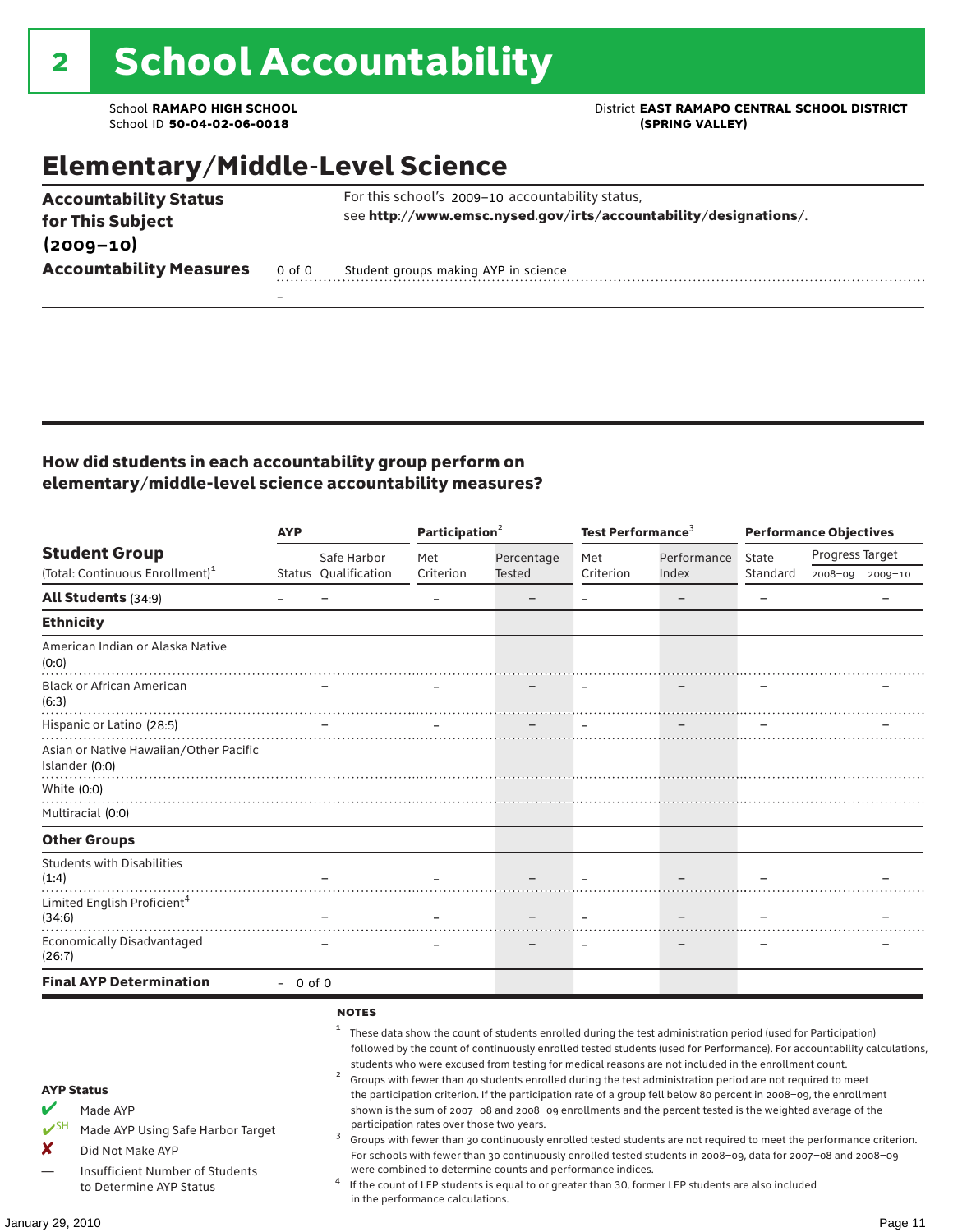# 2 School Accountability

School **RAMAPO HIGH SCHOOL**
School ID **50-04-02-06-0018**

District **EAST RAMAPO CENTRAL SCHOOL DISTRICT (SPRING VALLEY)**

## Elementary/Middle-Level Science

| | | |
|---|---|---|
| **Accountability Status for This Subject (2009–10)** | | For this school's 2009–10 accountability status, see **http://www.emsc.nysed.gov/irts/accountability/designations/**. |
| **Accountability Measures** | 0 of 0 | Student groups making AYP in science |
| | – | |

### How did students in each accountability group perform on elementary/middle-level science accountability measures?

| Student Group (Total: Continuous Enrollment)[1] | AYP Status | AYP Safe Harbor Qualification | Participation[2] Met Criterion | Participation[2] Percentage Tested | Test Performance[3] Met Criterion | Test Performance[3] Performance Index | Performance Objectives State Standard | Progress Target 2008–09 | Progress Target 2009–10 |
|---|---|---|---|---|---|---|---|---|---|
| **All Students** (34:9) | – | – | – | – | – | – | – | | – |
| **Ethnicity** | | | | | | | | | |
| American Indian or Alaska Native (0:0) | | | | | | | | | |
| Black or African American (6:3) | | – | – | – | – | – | – | | – |
| Hispanic or Latino (28:5) | | – | – | – | – | – | – | | – |
| Asian or Native Hawaiian/Other Pacific Islander (0:0) | | | | | | | | | |
| White (0:0) | | | | | | | | | |
| Multiracial (0:0) | | | | | | | | | |
| **Other Groups** | | | | | | | | | |
| Students with Disabilities (1:4) | | – | – | – | – | – | – | | – |
| Limited English Proficient[4] (34:6) | | – | – | – | – | – | – | | – |
| Economically Disadvantaged (26:7) | | – | – | – | – | – | – | | – |
| **Final AYP Determination** | – | 0 of 0 | | | | | | | |

**AYP Status**

- ✔ Made AYP
- ✔SH Made AYP Using Safe Harbor Target
- ✘ Did Not Make AYP
- — Insufficient Number of Students to Determine AYP Status

**NOTES**

[1] These data show the count of students enrolled during the test administration period (used for Participation) followed by the count of continuously enrolled tested students (used for Performance). For accountability calculations, students who were excused from testing for medical reasons are not included in the enrollment count.

[2] Groups with fewer than 40 students enrolled during the test administration period are not required to meet the participation criterion. If the participation rate of a group fell below 80 percent in 2008–09, the enrollment shown is the sum of 2007–08 and 2008–09 enrollments and the percent tested is the weighted average of the participation rates over those two years.

[3] Groups with fewer than 30 continuously enrolled tested students are not required to meet the performance criterion. For schools with fewer than 30 continuously enrolled tested students in 2008–09, data for 2007–08 and 2008–09 were combined to determine counts and performance indices.

[4] If the count of LEP students is equal to or greater than 30, former LEP students are also included in the performance calculations.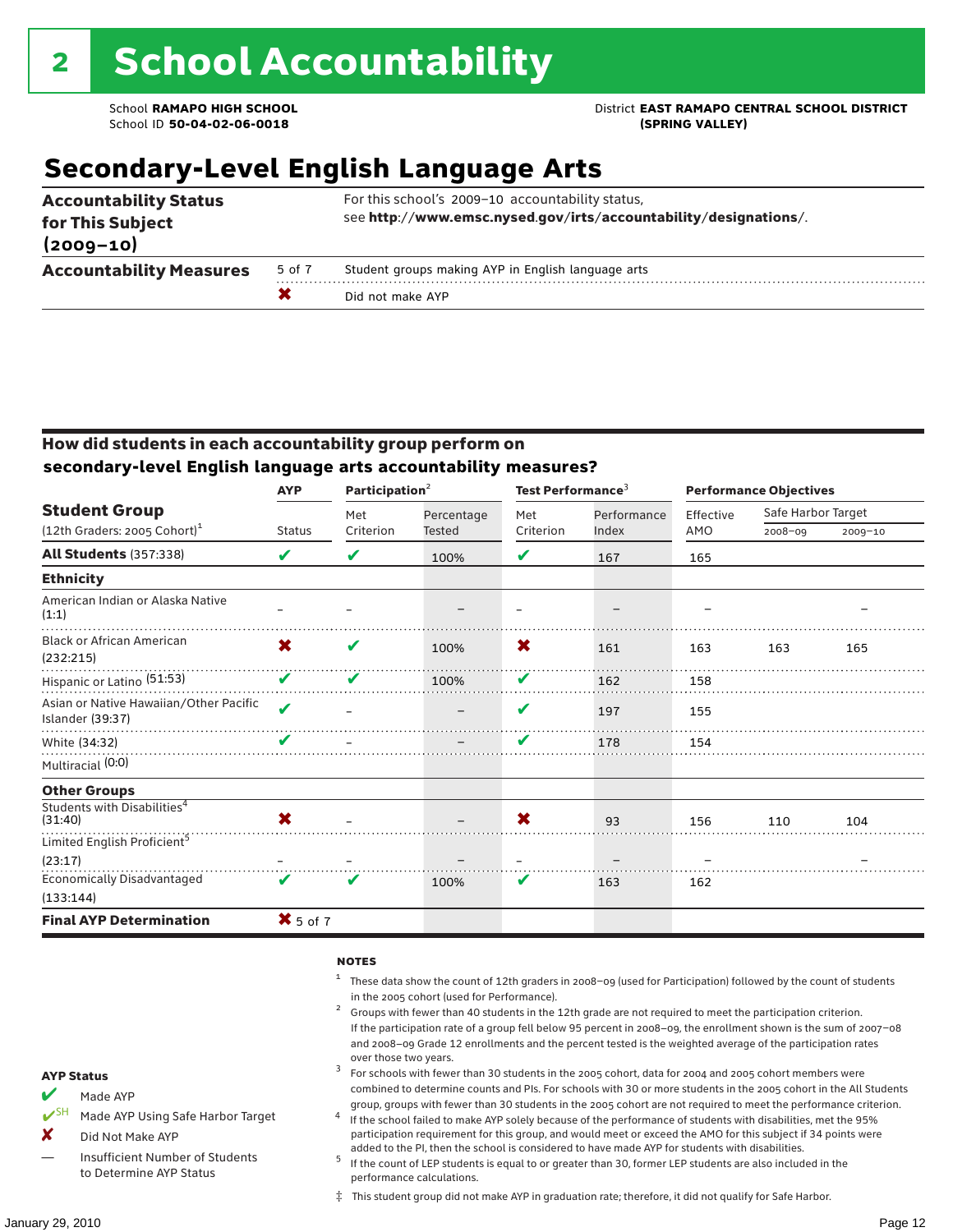# 2 School Accountability

School **RAMAPO HIGH SCHOOL**
School ID **50-04-02-06-0018**

District **EAST RAMAPO CENTRAL SCHOOL DISTRICT (SPRING VALLEY)**

## Secondary-Level English Language Arts

| | | |
|---|---|---|
| **Accountability Status for This Subject (2009–10)** | | For this school's 2009–10 accountability status, see **http://www.emsc.nysed.gov/irts/accountability/designations/**. |
| **Accountability Measures** | 5 of 7 | Student groups making AYP in English language arts |
| | ✘ | Did not make AYP |

### How did students in each accountability group perform on secondary-level English language arts accountability measures?

| Student Group (12th Graders: 2005 Cohort)[1] | AYP | Participation[2] | | Test Performance[3] | | Performance Objectives | | |
|---|---|---|---|---|---|---|---|---|
| | Status | Met Criterion | Percentage Tested | Met Criterion | Performance Index | Effective AMO | Safe Harbor Target 2008–09 | Safe Harbor Target 2009–10 |
| **All Students** (357:338) | ✔ | ✔ | 100% | ✔ | 167 | 165 | | |
| **Ethnicity** | | | | | | | | |
| American Indian or Alaska Native (1:1) | – | – | – | – | – | – | | – |
| Black or African American (232:215) | ✘ | ✔ | 100% | ✘ | 161 | 163 | 163 | 165 |
| Hispanic or Latino (51:53) | ✔ | ✔ | 100% | ✔ | 162 | 158 | | |
| Asian or Native Hawaiian/Other Pacific Islander (39:37) | ✔ | – | – | ✔ | 197 | 155 | | |
| White (34:32) | ✔ | – | – | ✔ | 178 | 154 | | |
| Multiracial (0:0) | | | | | | | | |
| **Other Groups** | | | | | | | | |
| Students with Disabilities[4] (31:40) | ✘ | – | – | ✘ | 93 | 156 | 110 | 104 |
| Limited English Proficient[5] (23:17) | – | – | – | – | – | – | | – |
| Economically Disadvantaged (133:144) | ✔ | ✔ | 100% | ✔ | 163 | 162 | | |
| **Final AYP Determination** | ✘ 5 of 7 | | | | | | | |

**NOTES**

1. These data show the count of 12th graders in 2008–09 (used for Participation) followed by the count of students in the 2005 cohort (used for Performance).
2. Groups with fewer than 40 students in the 12th grade are not required to meet the participation criterion. If the participation rate of a group fell below 95 percent in 2008–09, the enrollment shown is the sum of 2007–08 and 2008–09 Grade 12 enrollments and the percent tested is the weighted average of the participation rates over those two years.
3. For schools with fewer than 30 students in the 2005 cohort, data for 2004 and 2005 cohort members were combined to determine counts and PIs. For schools with 30 or more students in the 2005 cohort in the All Students group, groups with fewer than 30 students in the 2005 cohort are not required to meet the performance criterion.
4. If the school failed to make AYP solely because of the performance of students with disabilities, met the 95% participation requirement for this group, and would meet or exceed the AMO for this subject if 34 points were added to the PI, then the school is considered to have made AYP for students with disabilities.
5. If the count of LEP students is equal to or greater than 30, former LEP students are also included in the performance calculations.

‡ This student group did not make AYP in graduation rate; therefore, it did not qualify for Safe Harbor.

**AYP Status**

- ✔ Made AYP
- ✔SH Made AYP Using Safe Harbor Target
- ✘ Did Not Make AYP
- — Insufficient Number of Students to Determine AYP Status

January 29, 2010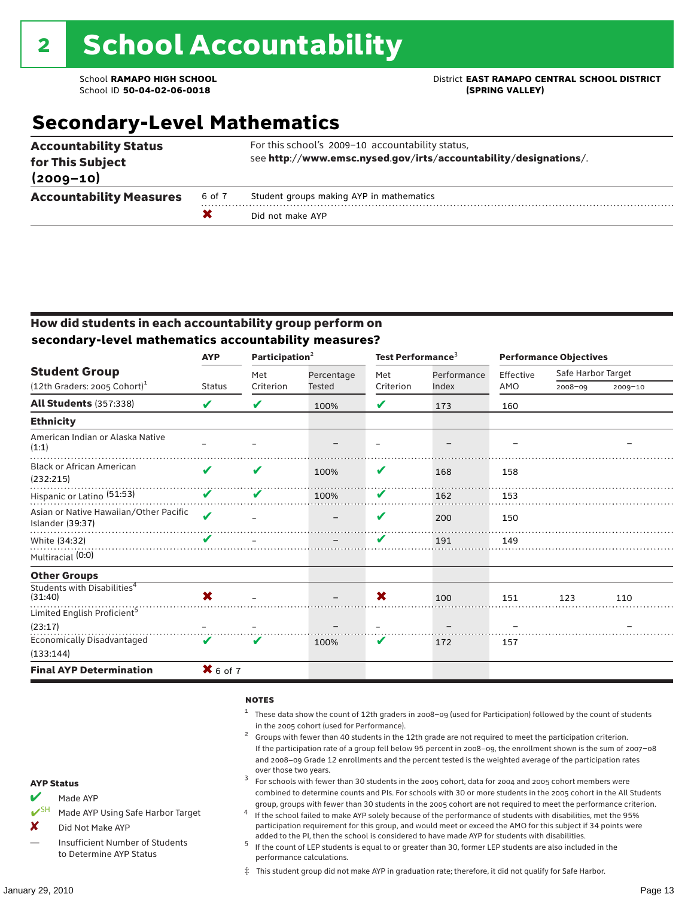# 2 School Accountability

School **RAMAPO HIGH SCHOOL**
School ID **50-04-02-06-0018**

District **EAST RAMAPO CENTRAL SCHOOL DISTRICT (SPRING VALLEY)**

## Secondary-Level Mathematics

| | | |
|---|---|---|
| **Accountability Status for This Subject (2009–10)** | | For this school's 2009–10 accountability status, see **http://www.emsc.nysed.gov/irts/accountability/designations/**. |
| **Accountability Measures** | 6 of 7 | Student groups making AYP in mathematics |
| | ✘ | Did not make AYP |

### How did students in each accountability group perform on secondary-level mathematics accountability measures?

| Student Group (12th Graders: 2005 Cohort)[1] | AYP | Participation[2] | | Test Performance[3] | | Performance Objectives | | |
|---|---|---|---|---|---|---|---|---|
| | Status | Met Criterion | Percentage Tested | Met Criterion | Performance Index | Effective AMO | Safe Harbor Target 2008–09 | Safe Harbor Target 2009–10 |
| **All Students** (357:338) | ✔ | ✔ | 100% | ✔ | 173 | 160 | | |
| **Ethnicity** | | | | | | | | |
| American Indian or Alaska Native (1:1) | – | – | – | – | – | – | | – |
| Black or African American (232:215) | ✔ | ✔ | 100% | ✔ | 168 | 158 | | |
| Hispanic or Latino (51:53) | ✔ | ✔ | 100% | ✔ | 162 | 153 | | |
| Asian or Native Hawaiian/Other Pacific Islander (39:37) | ✔ | – | – | ✔ | 200 | 150 | | |
| White (34:32) | ✔ | – | – | ✔ | 191 | 149 | | |
| Multiracial (0:0) | | | | | | | | |
| **Other Groups** | | | | | | | | |
| Students with Disabilities[4] (31:40) | ✘ | – | – | ✘ | 100 | 151 | 123 | 110 |
| Limited English Proficient[5] (23:17) | – | – | – | – | – | – | | – |
| Economically Disadvantaged (133:144) | ✔ | ✔ | 100% | ✔ | 172 | 157 | | |
| **Final AYP Determination** | ✘ 6 of 7 | | | | | | | |

**NOTES**

[1] These data show the count of 12th graders in 2008–09 (used for Participation) followed by the count of students in the 2005 cohort (used for Performance).

[2] Groups with fewer than 40 students in the 12th grade are not required to meet the participation criterion. If the participation rate of a group fell below 95 percent in 2008–09, the enrollment shown is the sum of 2007–08 and 2008–09 Grade 12 enrollments and the percent tested is the weighted average of the participation rates over those two years.

[3] For schools with fewer than 30 students in the 2005 cohort, data for 2004 and 2005 cohort members were combined to determine counts and PIs. For schools with 30 or more students in the 2005 cohort in the All Students group, groups with fewer than 30 students in the 2005 cohort are not required to meet the performance criterion.

[4] If the school failed to make AYP solely because of the performance of students with disabilities, met the 95% participation requirement for this group, and would meet or exceed the AMO for this subject if 34 points were added to the PI, then the school is considered to have made AYP for students with disabilities.

[5] If the count of LEP students is equal to or greater than 30, former LEP students are also included in the performance calculations.

‡ This student group did not make AYP in graduation rate; therefore, it did not qualify for Safe Harbor.

**AYP Status**

- ✔ Made AYP
- ✔SH Made AYP Using Safe Harbor Target
- ✘ Did Not Make AYP
- — Insufficient Number of Students to Determine AYP Status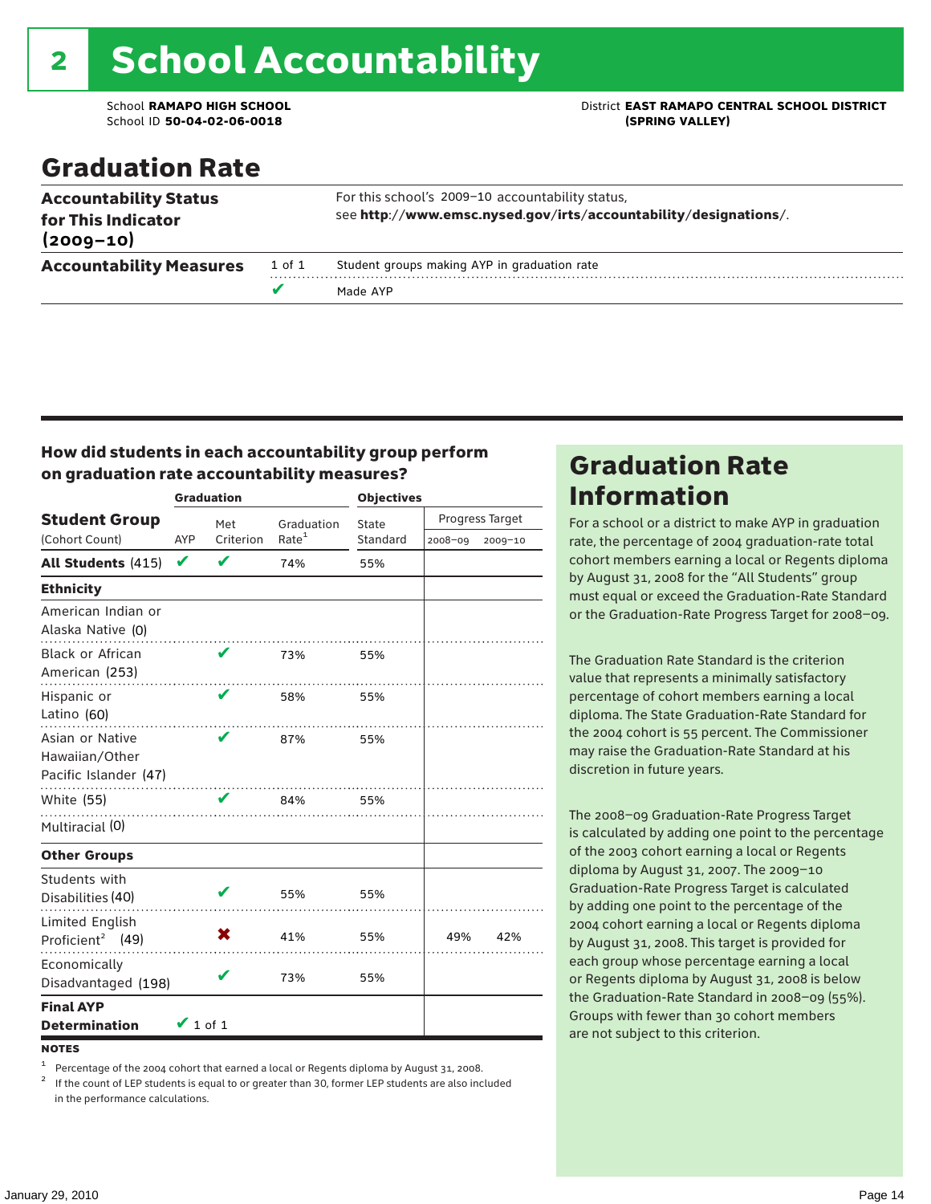# 2 School Accountability

School **RAMAPO HIGH SCHOOL**
School ID **50-04-02-06-0018**

District **EAST RAMAPO CENTRAL SCHOOL DISTRICT (SPRING VALLEY)**

## Graduation Rate

| | | |
|---|---|---|
| **Accountability Status for This Indicator (2009–10)** | | For this school's 2009–10 accountability status, see **http://www.emsc.nysed.gov/irts/accountability/designations/**. |
| **Accountability Measures** | 1 of 1 | Student groups making AYP in graduation rate |
| | ✔ | Made AYP |

### How did students in each accountability group perform on graduation rate accountability measures?

| Student Group (Cohort Count) | Graduation AYP | Met Criterion | Graduation Rate[1] | Objectives: State Standard | Progress Target 2008–09 | Progress Target 2009–10 |
|---|---|---|---|---|---|---|
| **All Students** (415) | ✔ | ✔ | 74% | 55% | | |
| **Ethnicity** | | | | | | |
| American Indian or Alaska Native (0) | | | | | | |
| Black or African American (253) | | ✔ | 73% | 55% | | |
| Hispanic or Latino (60) | | ✔ | 58% | 55% | | |
| Asian or Native Hawaiian/Other Pacific Islander (47) | | ✔ | 87% | 55% | | |
| White (55) | | ✔ | 84% | 55% | | |
| Multiracial (0) | | | | | | |
| **Other Groups** | | | | | | |
| Students with Disabilities (40) | | ✔ | 55% | 55% | | |
| Limited English Proficient[2] (49) | | ✖ | 41% | 55% | 49% | 42% |
| Economically Disadvantaged (198) | | ✔ | 73% | 55% | | |
| **Final AYP Determination** | ✔ 1 of 1 | | | | | |

**NOTES**

[1] Percentage of the 2004 cohort that earned a local or Regents diploma by August 31, 2008.

[2] If the count of LEP students is equal to or greater than 30, former LEP students are also included in the performance calculations.

## Graduation Rate Information

For a school or a district to make AYP in graduation rate, the percentage of 2004 graduation-rate total cohort members earning a local or Regents diploma by August 31, 2008 for the "All Students" group must equal or exceed the Graduation-Rate Standard or the Graduation-Rate Progress Target for 2008–09.

The Graduation Rate Standard is the criterion value that represents a minimally satisfactory percentage of cohort members earning a local diploma. The State Graduation-Rate Standard for the 2004 cohort is 55 percent. The Commissioner may raise the Graduation-Rate Standard at his discretion in future years.

The 2008–09 Graduation-Rate Progress Target is calculated by adding one point to the percentage of the 2003 cohort earning a local or Regents diploma by August 31, 2007. The 2009–10 Graduation-Rate Progress Target is calculated by adding one point to the percentage of the 2004 cohort earning a local or Regents diploma by August 31, 2008. This target is provided for each group whose percentage earning a local or Regents diploma by August 31, 2008 is below the Graduation-Rate Standard in 2008–09 (55%). Groups with fewer than 30 cohort members are not subject to this criterion.

January 29, 2010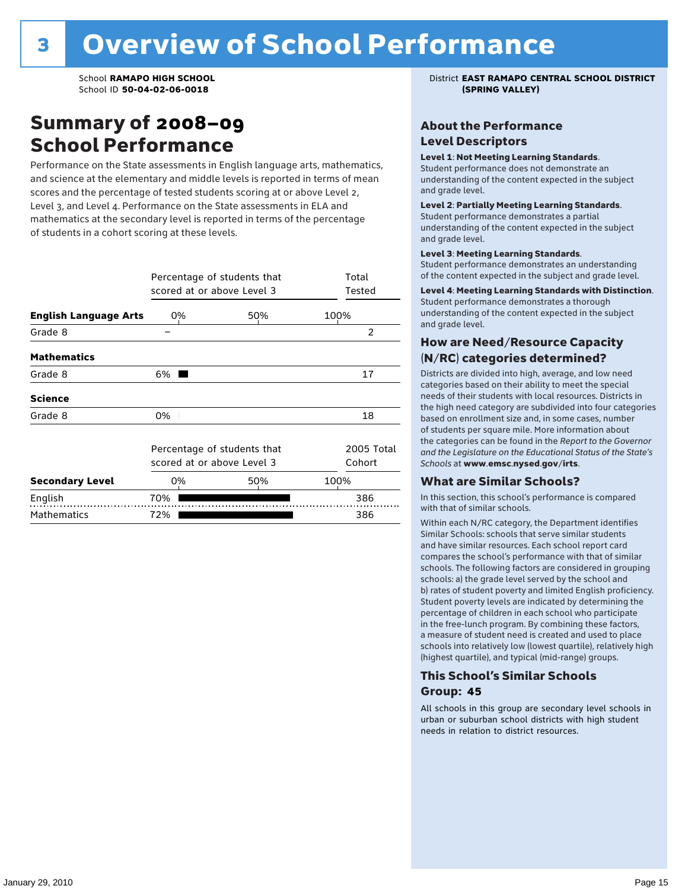# 3 Overview of School Performance

School **RAMAPO HIGH SCHOOL**
School ID **50-04-02-06-0018**

District **EAST RAMAPO CENTRAL SCHOOL DISTRICT (SPRING VALLEY)**

## Summary of 2008–09 School Performance

Performance on the State assessments in English language arts, mathematics, and science at the elementary and middle levels is reported in terms of mean scores and the percentage of tested students scoring at or above Level 2, Level 3, and Level 4. Performance on the State assessments in ELA and mathematics at the secondary level is reported in terms of the percentage of students in a cohort scoring at these levels.

| | Percentage of students that scored at or above Level 3 | Total Tested |
|---|---|---|
| **English Language Arts** | | |
| Grade 8 | – | 2 |
| **Mathematics** | | |
| Grade 8 | 6% | 17 |
| **Science** | | |
| Grade 8 | 0% | 18 |

| | Percentage of students that scored at or above Level 3 | 2005 Total Cohort |
|---|---|---|
| **Secondary Level** | | |
| English | 70% | 386 |
| Mathematics | 72% | 386 |

### About the Performance Level Descriptors

**Level 1**: **Not Meeting Learning Standards**. Student performance does not demonstrate an understanding of the content expected in the subject and grade level.

**Level 2**: **Partially Meeting Learning Standards**. Student performance demonstrates a partial understanding of the content expected in the subject and grade level.

**Level 3**: **Meeting Learning Standards**. Student performance demonstrates an understanding of the content expected in the subject and grade level.

**Level 4**: **Meeting Learning Standards with Distinction**. Student performance demonstrates a thorough understanding of the content expected in the subject and grade level.

### How are Need/Resource Capacity (N/RC) categories determined?

Districts are divided into high, average, and low need categories based on their ability to meet the special needs of their students with local resources. Districts in the high need category are subdivided into four categories based on enrollment size and, in some cases, number of students per square mile. More information about the categories can be found in the *Report to the Governor and the Legislature on the Educational Status of the State's Schools* at **www.emsc.nysed.gov/irts**.

### What are Similar Schools?

In this section, this school's performance is compared with that of similar schools.

Within each N/RC category, the Department identifies Similar Schools: schools that serve similar students and have similar resources. Each school report card compares the school's performance with that of similar schools. The following factors are considered in grouping schools: a) the grade level served by the school and b) rates of student poverty and limited English proficiency. Student poverty levels are indicated by determining the percentage of children in each school who participate in the free-lunch program. By combining these factors, a measure of student need is created and used to place schools into relatively low (lowest quartile), relatively high (highest quartile), and typical (mid-range) groups.

### This School's Similar Schools Group: 45

All schools in this group are secondary level schools in urban or suburban school districts with high student needs in relation to district resources.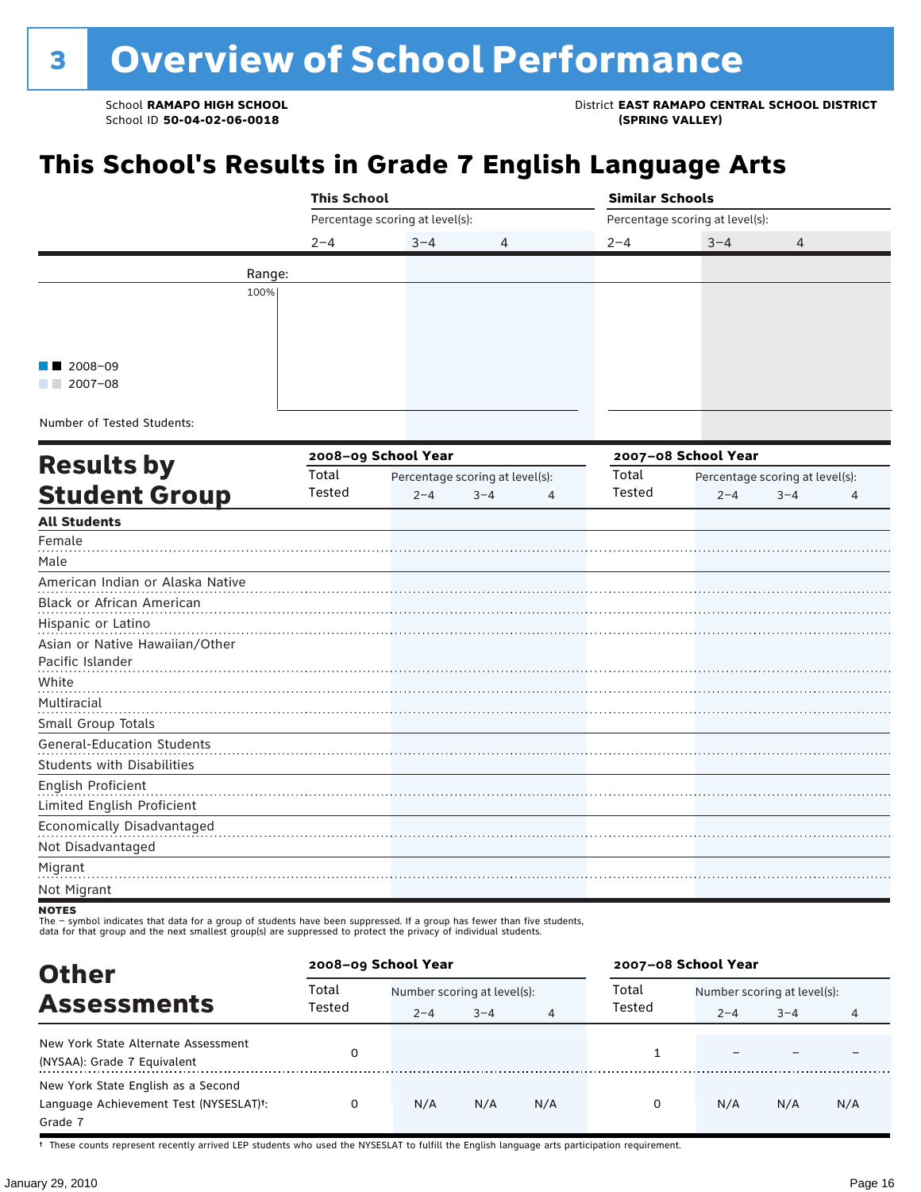# 3 Overview of School Performance

School **RAMAPO HIGH SCHOOL**
School ID **50-04-02-06-0018**

District **EAST RAMAPO CENTRAL SCHOOL DISTRICT (SPRING VALLEY)**

## This School's Results in Grade 7 English Language Arts

| | This School | | | Similar Schools | | |
|---|---|---|---|---|---|---|
| | Percentage scoring at level(s): | | | Percentage scoring at level(s): | | |
| | 2–4 | 3–4 | 4 | 2–4 | 3–4 | 4 |
| Range: | | | | | | |
| Number of Tested Students: | | | | | | |

■ ■ 2008–09
■ ■ 2007–08

## Results by Student Group

| | 2008–09 School Year | | | | 2007–08 School Year | | | |
|---|---|---|---|---|---|---|---|---|
| | Total Tested | Percentage scoring at level(s): 2–4 | 3–4 | 4 | Total Tested | Percentage scoring at level(s): 2–4 | 3–4 | 4 |
| **All Students** | | | | | | | | |
| Female | | | | | | | | |
| Male | | | | | | | | |
| American Indian or Alaska Native | | | | | | | | |
| Black or African American | | | | | | | | |
| Hispanic or Latino | | | | | | | | |
| Asian or Native Hawaiian/Other Pacific Islander | | | | | | | | |
| White | | | | | | | | |
| Multiracial | | | | | | | | |
| Small Group Totals | | | | | | | | |
| General-Education Students | | | | | | | | |
| Students with Disabilities | | | | | | | | |
| English Proficient | | | | | | | | |
| Limited English Proficient | | | | | | | | |
| Economically Disadvantaged | | | | | | | | |
| Not Disadvantaged | | | | | | | | |
| Migrant | | | | | | | | |
| Not Migrant | | | | | | | | |

**NOTES**
The – symbol indicates that data for a group of students have been suppressed. If a group has fewer than five students, data for that group and the next smallest group(s) are suppressed to protect the privacy of individual students.

## Other Assessments

| | 2008–09 School Year | | | | 2007–08 School Year | | | |
|---|---|---|---|---|---|---|---|---|
| | Total Tested | Number scoring at level(s): 2–4 | 3–4 | 4 | Total Tested | Number scoring at level(s): 2–4 | 3–4 | 4 |
| New York State Alternate Assessment (NYSAA): Grade 7 Equivalent | 0 | | | | 1 | – | – | – |
| New York State English as a Second Language Achievement Test (NYSESLAT)†: Grade 7 | 0 | N/A | N/A | N/A | 0 | N/A | N/A | N/A |

† These counts represent recently arrived LEP students who used the NYSESLAT to fulfill the English language arts participation requirement.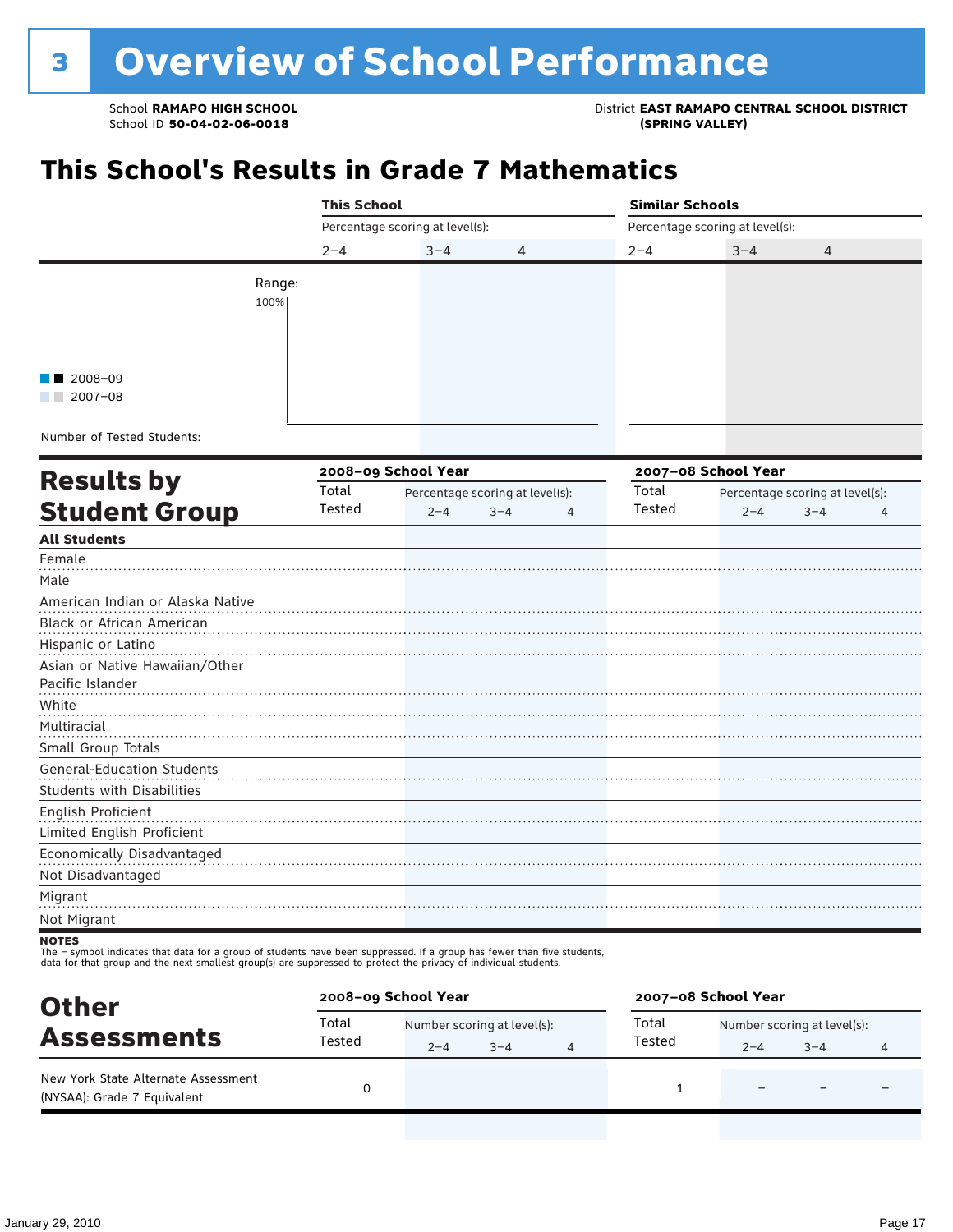# 3 Overview of School Performance

School **RAMAPO HIGH SCHOOL**
School ID **50-04-02-06-0018**

District **EAST RAMAPO CENTRAL SCHOOL DISTRICT (SPRING VALLEY)**

## This School's Results in Grade 7 Mathematics

| | This School | | | Similar Schools | | |
|---|---|---|---|---|---|---|
| | Percentage scoring at level(s): | | | Percentage scoring at level(s): | | |
| | 2–4 | 3–4 | 4 | 2–4 | 3–4 | 4 |
| Range: | | | | | | |
| Number of Tested Students: | | | | | | |

■■ 2008–09
■■ 2007–08

## Results by Student Group

| | 2008–09 School Year | | | | 2007–08 School Year | | | |
|---|---|---|---|---|---|---|---|---|
| | Total Tested | Percentage scoring at level(s): 2–4 | 3–4 | 4 | Total Tested | Percentage scoring at level(s): 2–4 | 3–4 | 4 |
| **All Students** | | | | | | | | |
| Female | | | | | | | | |
| Male | | | | | | | | |
| American Indian or Alaska Native | | | | | | | | |
| Black or African American | | | | | | | | |
| Hispanic or Latino | | | | | | | | |
| Asian or Native Hawaiian/Other Pacific Islander | | | | | | | | |
| White | | | | | | | | |
| Multiracial | | | | | | | | |
| Small Group Totals | | | | | | | | |
| General-Education Students | | | | | | | | |
| Students with Disabilities | | | | | | | | |
| English Proficient | | | | | | | | |
| Limited English Proficient | | | | | | | | |
| Economically Disadvantaged | | | | | | | | |
| Not Disadvantaged | | | | | | | | |
| Migrant | | | | | | | | |
| Not Migrant | | | | | | | | |

**NOTES**
The – symbol indicates that data for a group of students have been suppressed. If a group has fewer than five students, data for that group and the next smallest group(s) are suppressed to protect the privacy of individual students.

## Other Assessments

| | 2008–09 School Year | | | | 2007–08 School Year | | | |
|---|---|---|---|---|---|---|---|---|
| | Total Tested | Number scoring at level(s): 2–4 | 3–4 | 4 | Total Tested | Number scoring at level(s): 2–4 | 3–4 | 4 |
| New York State Alternate Assessment (NYSAA): Grade 7 Equivalent | 0 | | | | 1 | – | – | – |

January 29, 2010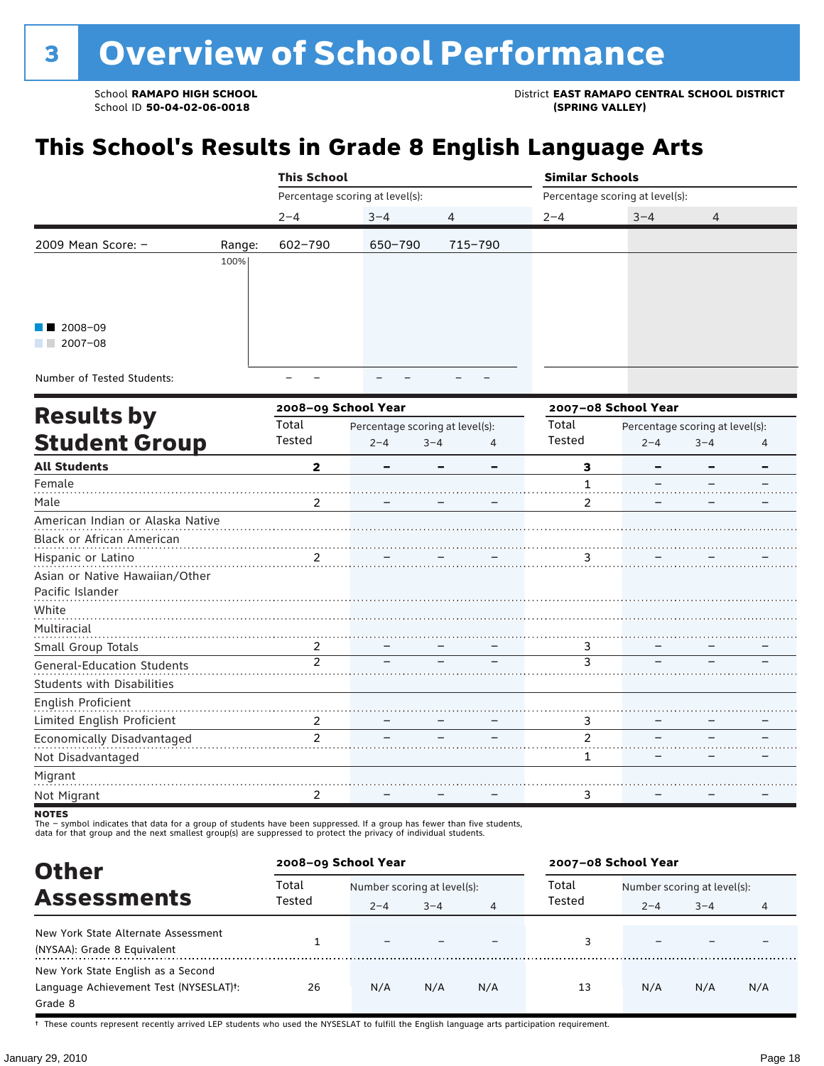# 3 Overview of School Performance

School **RAMAPO HIGH SCHOOL**
School ID **50-04-02-06-0018**

District **EAST RAMAPO CENTRAL SCHOOL DISTRICT (SPRING VALLEY)**

## This School's Results in Grade 8 English Language Arts

| | | This School | | | Similar Schools | | |
|---|---|---|---|---|---|---|---|
| | | Percentage scoring at level(s): | | | Percentage scoring at level(s): | | |
| | | 2–4 | 3–4 | 4 | 2–4 | 3–4 | 4 |
| 2009 Mean Score: – | Range: | 602–790 | 650–790 | 715–790 | | | |
| Number of Tested Students: | | – – | – – | – – | | | |

■■ 2008–09
■■ 2007–08

## Results by Student Group

| | 2008–09 School Year | | | | 2007–08 School Year | | | |
|---|---|---|---|---|---|---|---|---|
| | Total Tested | Percentage scoring at level(s): 2–4 | 3–4 | 4 | Total Tested | Percentage scoring at level(s): 2–4 | 3–4 | 4 |
| **All Students** | **2** | **–** | **–** | **–** | **3** | **–** | **–** | **–** |
| Female | | | | | 1 | – | – | – |
| Male | 2 | – | – | – | 2 | – | – | – |
| American Indian or Alaska Native | | | | | | | | |
| Black or African American | | | | | | | | |
| Hispanic or Latino | 2 | – | – | – | 3 | – | – | – |
| Asian or Native Hawaiian/Other Pacific Islander | | | | | | | | |
| White | | | | | | | | |
| Multiracial | | | | | | | | |
| Small Group Totals | 2 | – | – | – | 3 | – | – | – |
| General-Education Students | 2 | – | – | – | 3 | – | – | – |
| Students with Disabilities | | | | | | | | |
| English Proficient | | | | | | | | |
| Limited English Proficient | 2 | – | – | – | 3 | – | – | – |
| Economically Disadvantaged | 2 | – | – | – | 2 | – | – | – |
| Not Disadvantaged | | | | | 1 | – | – | – |
| Migrant | | | | | | | | |
| Not Migrant | 2 | – | – | – | 3 | – | – | – |

**NOTES**
The – symbol indicates that data for a group of students have been suppressed. If a group has fewer than five students, data for that group and the next smallest group(s) are suppressed to protect the privacy of individual students.

## Other Assessments

| | 2008–09 School Year | | | | 2007–08 School Year | | | |
|---|---|---|---|---|---|---|---|---|
| | Total Tested | Number scoring at level(s): 2–4 | 3–4 | 4 | Total Tested | Number scoring at level(s): 2–4 | 3–4 | 4 |
| New York State Alternate Assessment (NYSAA): Grade 8 Equivalent | 1 | – | – | – | 3 | – | – | – |
| New York State English as a Second Language Achievement Test (NYSESLAT)†: Grade 8 | 26 | N/A | N/A | N/A | 13 | N/A | N/A | N/A |

† These counts represent recently arrived LEP students who used the NYSESLAT to fulfill the English language arts participation requirement.

January 29, 2010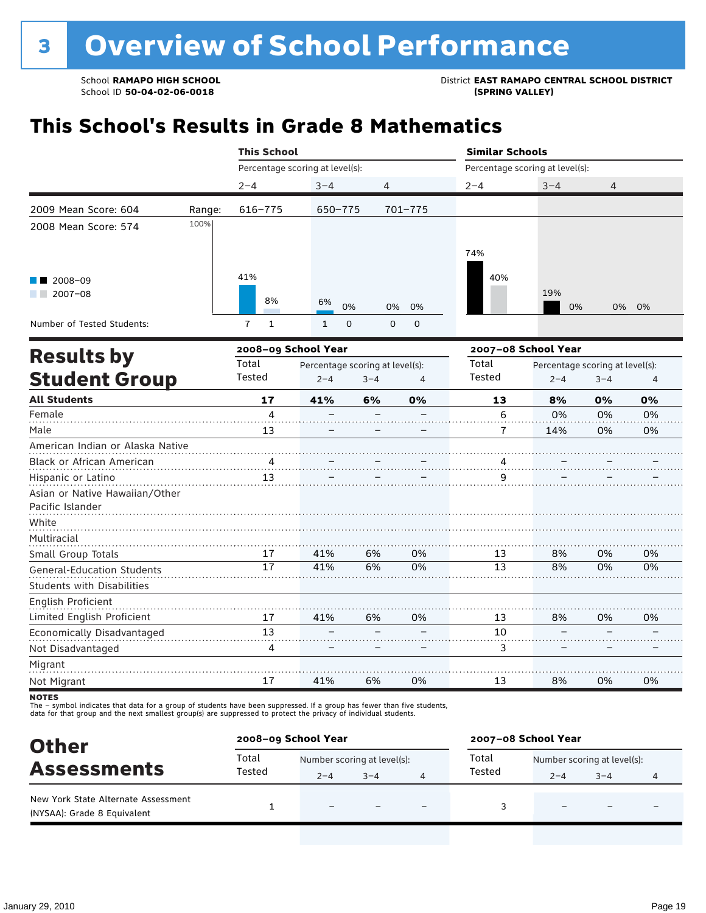# 3 Overview of School Performance

School **RAMAPO HIGH SCHOOL**
School ID **50-04-02-06-0018**

District **EAST RAMAPO CENTRAL SCHOOL DISTRICT (SPRING VALLEY)**

## This School's Results in Grade 8 Mathematics

| | | This School | | | Similar Schools | | |
|---|---|---|---|---|---|---|---|
| | | Percentage scoring at level(s): | | | Percentage scoring at level(s): | | |
| | | 2–4 | 3–4 | 4 | 2–4 | 3–4 | 4 |
| 2009 Mean Score: 604 | Range: | 616–775 | 650–775 | 701–775 | | | |
| 2008 Mean Score: 574 | | | | | | | |
| 2008–09 | | 41% | 6% | 0% | 74% | 19% | 0% |
| 2007–08 | | 8% | 0% | 0% | 40% | 0% | 0% |
| Number of Tested Students: 2008–09 | | 7 | 1 | 0 | | | |
| Number of Tested Students: 2007–08 | | 1 | 0 | 0 | | | |

## Results by Student Group

| | 2008–09 School Year | | | | 2007–08 School Year | | | |
|---|---|---|---|---|---|---|---|---|
| | Total Tested | Percentage scoring at level(s): 2–4 | 3–4 | 4 | Total Tested | Percentage scoring at level(s): 2–4 | 3–4 | 4 |
| **All Students** | **17** | **41%** | **6%** | **0%** | **13** | **8%** | **0%** | **0%** |
| Female | 4 | – | – | – | 6 | 0% | 0% | 0% |
| Male | 13 | – | – | – | 7 | 14% | 0% | 0% |
| American Indian or Alaska Native | | | | | | | | |
| Black or African American | 4 | – | – | – | 4 | – | – | – |
| Hispanic or Latino | 13 | – | – | – | 9 | – | – | – |
| Asian or Native Hawaiian/Other Pacific Islander | | | | | | | | |
| White | | | | | | | | |
| Multiracial | | | | | | | | |
| Small Group Totals | 17 | 41% | 6% | 0% | 13 | 8% | 0% | 0% |
| General-Education Students | 17 | 41% | 6% | 0% | 13 | 8% | 0% | 0% |
| Students with Disabilities | | | | | | | | |
| English Proficient | | | | | | | | |
| Limited English Proficient | 17 | 41% | 6% | 0% | 13 | 8% | 0% | 0% |
| Economically Disadvantaged | 13 | – | – | – | 10 | – | – | – |
| Not Disadvantaged | 4 | – | – | – | 3 | – | – | – |
| Migrant | | | | | | | | |
| Not Migrant | 17 | 41% | 6% | 0% | 13 | 8% | 0% | 0% |

**NOTES**
The – symbol indicates that data for a group of students have been suppressed. If a group has fewer than five students, data for that group and the next smallest group(s) are suppressed to protect the privacy of individual students.

## Other Assessments

| | 2008–09 School Year | | | | 2007–08 School Year | | | |
|---|---|---|---|---|---|---|---|---|
| | Total Tested | Number scoring at level(s): 2–4 | 3–4 | 4 | Total Tested | Number scoring at level(s): 2–4 | 3–4 | 4 |
| New York State Alternate Assessment (NYSAA): Grade 8 Equivalent | 1 | – | – | – | 3 | – | – | – |

January 29, 2010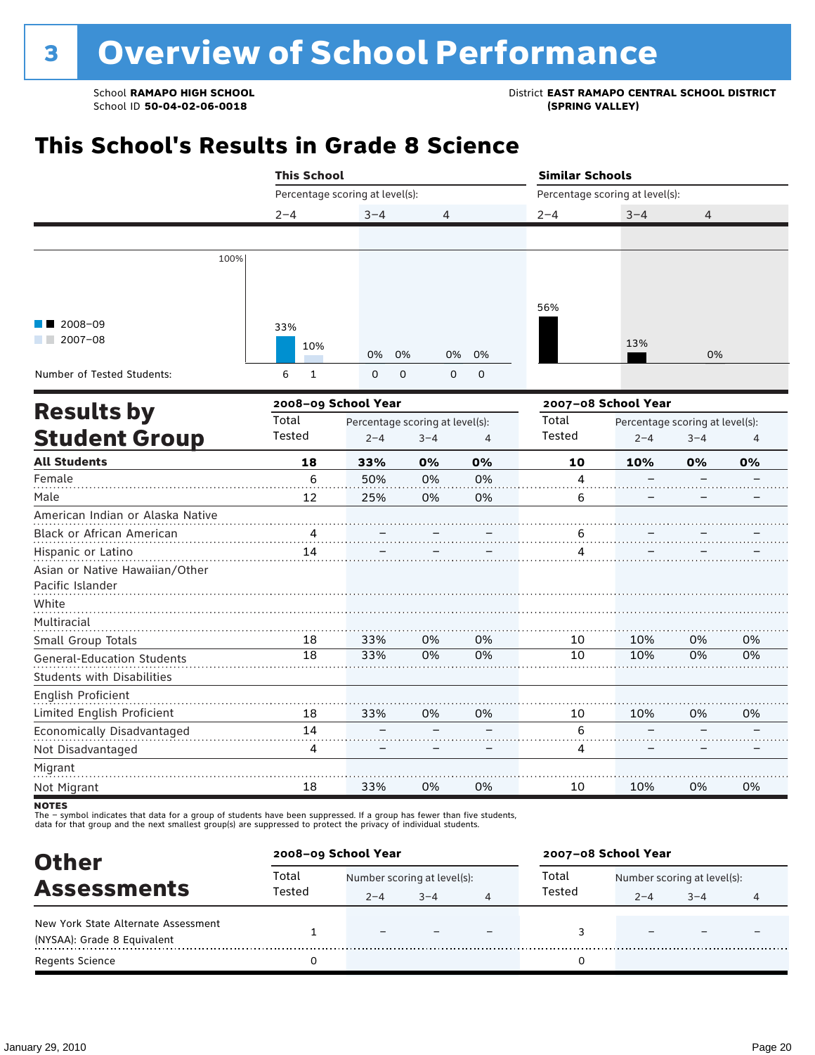# 3 Overview of School Performance

School **RAMAPO HIGH SCHOOL**
School ID **50-04-02-06-0018**

District **EAST RAMAPO CENTRAL SCHOOL DISTRICT (SPRING VALLEY)**

## This School's Results in Grade 8 Science

| | This School | | | Similar Schools | | |
|---|---|---|---|---|---|---|
| Percentage scoring at level(s): | 2–4 | 3–4 | 4 | 2–4 | 3–4 | 4 |
| 2008–09 | 33% | 0% | 0% | 56% | 13% | 0% |
| 2007–08 | 10% | 0% | 0% | | | |
| Number of Tested Students (2008–09) | 6 | 0 | 0 | | | |
| Number of Tested Students (2007–08) | 1 | 0 | 0 | | | |

## Results by Student Group

| | 2008–09 School Year | | | | 2007–08 School Year | | | |
|---|---|---|---|---|---|---|---|---|
| | Total Tested | Percentage scoring at level(s): 2–4 | 3–4 | 4 | Total Tested | Percentage scoring at level(s): 2–4 | 3–4 | 4 |
| **All Students** | **18** | **33%** | **0%** | **0%** | **10** | **10%** | **0%** | **0%** |
| Female | 6 | 50% | 0% | 0% | 4 | – | – | – |
| Male | 12 | 25% | 0% | 0% | 6 | – | – | – |
| American Indian or Alaska Native | | | | | | | | |
| Black or African American | 4 | – | – | – | 6 | – | – | – |
| Hispanic or Latino | 14 | – | – | – | 4 | – | – | – |
| Asian or Native Hawaiian/Other Pacific Islander | | | | | | | | |
| White | | | | | | | | |
| Multiracial | | | | | | | | |
| Small Group Totals | 18 | 33% | 0% | 0% | 10 | 10% | 0% | 0% |
| General-Education Students | 18 | 33% | 0% | 0% | 10 | 10% | 0% | 0% |
| Students with Disabilities | | | | | | | | |
| English Proficient | | | | | | | | |
| Limited English Proficient | 18 | 33% | 0% | 0% | 10 | 10% | 0% | 0% |
| Economically Disadvantaged | 14 | – | – | – | 6 | – | – | – |
| Not Disadvantaged | 4 | – | – | – | 4 | – | – | – |
| Migrant | | | | | | | | |
| Not Migrant | 18 | 33% | 0% | 0% | 10 | 10% | 0% | 0% |

**NOTES**
The – symbol indicates that data for a group of students have been suppressed. If a group has fewer than five students, data for that group and the next smallest group(s) are suppressed to protect the privacy of individual students.

## Other Assessments

| | 2008–09 School Year | | | | 2007–08 School Year | | | |
|---|---|---|---|---|---|---|---|---|
| | Total Tested | Number scoring at level(s): 2–4 | 3–4 | 4 | Total Tested | Number scoring at level(s): 2–4 | 3–4 | 4 |
| New York State Alternate Assessment (NYSAA): Grade 8 Equivalent | 1 | – | – | – | 3 | – | – | – |
| Regents Science | 0 | | | | 0 | | | |

January 29, 2010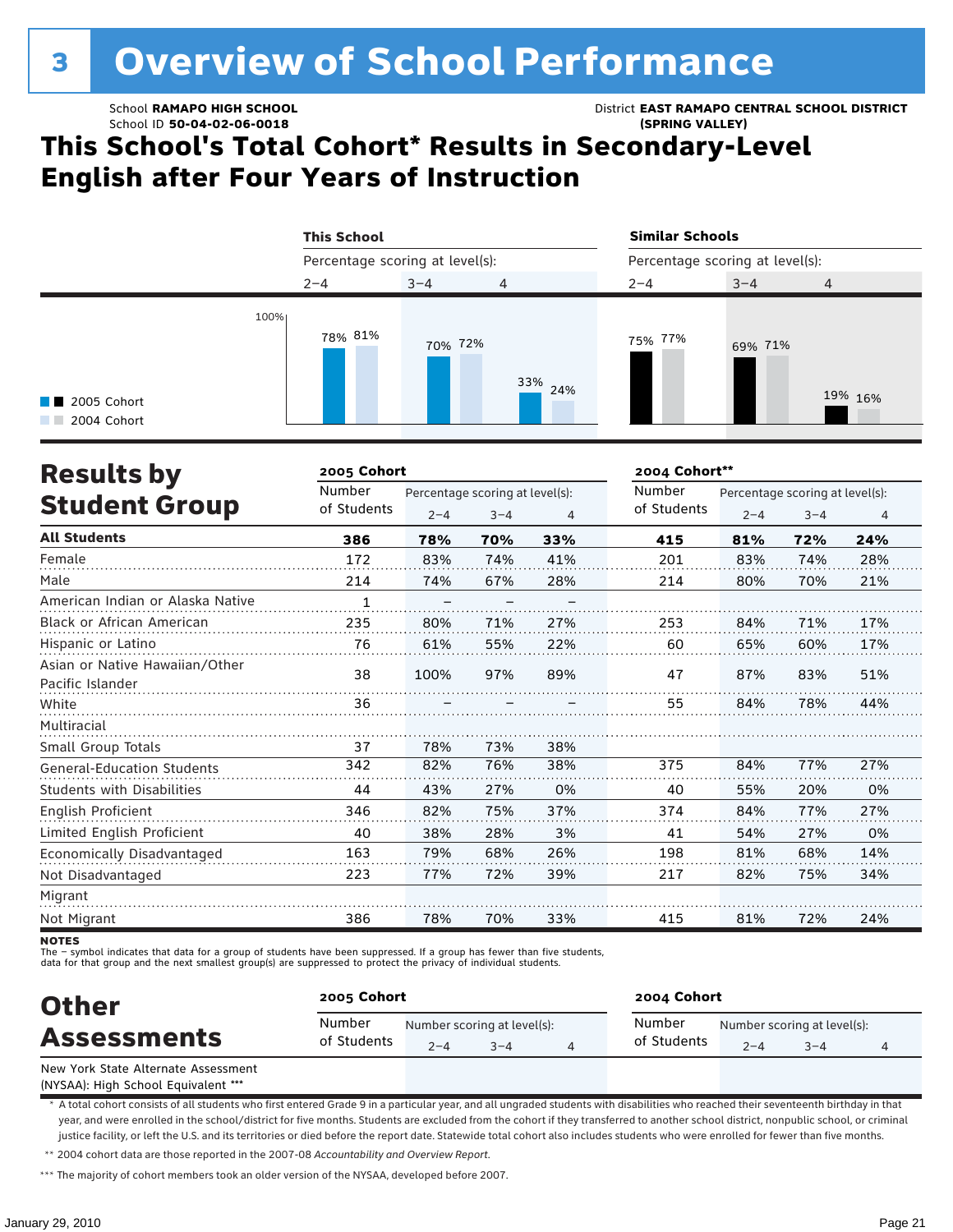# 3 Overview of School Performance

School **RAMAPO HIGH SCHOOL**
School ID **50-04-02-06-0018**

District **EAST RAMAPO CENTRAL SCHOOL DISTRICT (SPRING VALLEY)**

## This School's Total Cohort* Results in Secondary-Level English after Four Years of Instruction

| | This School 2–4 | This School 3–4 | This School 4 | Similar Schools 2–4 | Similar Schools 3–4 | Similar Schools 4 |
|---|---|---|---|---|---|---|
| 2005 Cohort | 78% | 70% | 33% | 75% | 69% | 19% |
| 2004 Cohort | 81% | 72% | 24% | 77% | 71% | 16% |

## Results by Student Group

| | 2005 Cohort | | | | 2004 Cohort** | | | |
|---|---|---|---|---|---|---|---|---|
| | Number of Students | Percentage scoring at level(s): 2–4 | 3–4 | 4 | Number of Students | Percentage scoring at level(s): 2–4 | 3–4 | 4 |
| **All Students** | **386** | **78%** | **70%** | **33%** | **415** | **81%** | **72%** | **24%** |
| Female | 172 | 83% | 74% | 41% | 201 | 83% | 74% | 28% |
| Male | 214 | 74% | 67% | 28% | 214 | 80% | 70% | 21% |
| American Indian or Alaska Native | 1 | – | – | – | | | | |
| Black or African American | 235 | 80% | 71% | 27% | 253 | 84% | 71% | 17% |
| Hispanic or Latino | 76 | 61% | 55% | 22% | 60 | 65% | 60% | 17% |
| Asian or Native Hawaiian/Other Pacific Islander | 38 | 100% | 97% | 89% | 47 | 87% | 83% | 51% |
| White | 36 | – | – | – | 55 | 84% | 78% | 44% |
| Multiracial | | | | | | | | |
| Small Group Totals | 37 | 78% | 73% | 38% | | | | |
| General-Education Students | 342 | 82% | 76% | 38% | 375 | 84% | 77% | 27% |
| Students with Disabilities | 44 | 43% | 27% | 0% | 40 | 55% | 20% | 0% |
| English Proficient | 346 | 82% | 75% | 37% | 374 | 84% | 77% | 27% |
| Limited English Proficient | 40 | 38% | 28% | 3% | 41 | 54% | 27% | 0% |
| Economically Disadvantaged | 163 | 79% | 68% | 26% | 198 | 81% | 68% | 14% |
| Not Disadvantaged | 223 | 77% | 72% | 39% | 217 | 82% | 75% | 34% |
| Migrant | | | | | | | | |
| Not Migrant | 386 | 78% | 70% | 33% | 415 | 81% | 72% | 24% |

**NOTES**
The – symbol indicates that data for a group of students have been suppressed. If a group has fewer than five students, data for that group and the next smallest group(s) are suppressed to protect the privacy of individual students.

## Other Assessments

| | 2005 Cohort | | | | 2004 Cohort | | | |
|---|---|---|---|---|---|---|---|---|
| | Number of Students | Number scoring at level(s): 2–4 | 3–4 | 4 | Number of Students | Number scoring at level(s): 2–4 | 3–4 | 4 |
| New York State Alternate Assessment (NYSAA): High School Equivalent *** | | | | | | | | |

\* A total cohort consists of all students who first entered Grade 9 in a particular year, and all ungraded students with disabilities who reached their seventeenth birthday in that year, and were enrolled in the school/district for five months. Students are excluded from the cohort if they transferred to another school district, nonpublic school, or criminal justice facility, or left the U.S. and its territories or died before the report date. Statewide total cohort also includes students who were enrolled for fewer than five months.

\** 2004 cohort data are those reported in the 2007-08 *Accountability and Overview Report*.

\*** The majority of cohort members took an older version of the NYSAA, developed before 2007.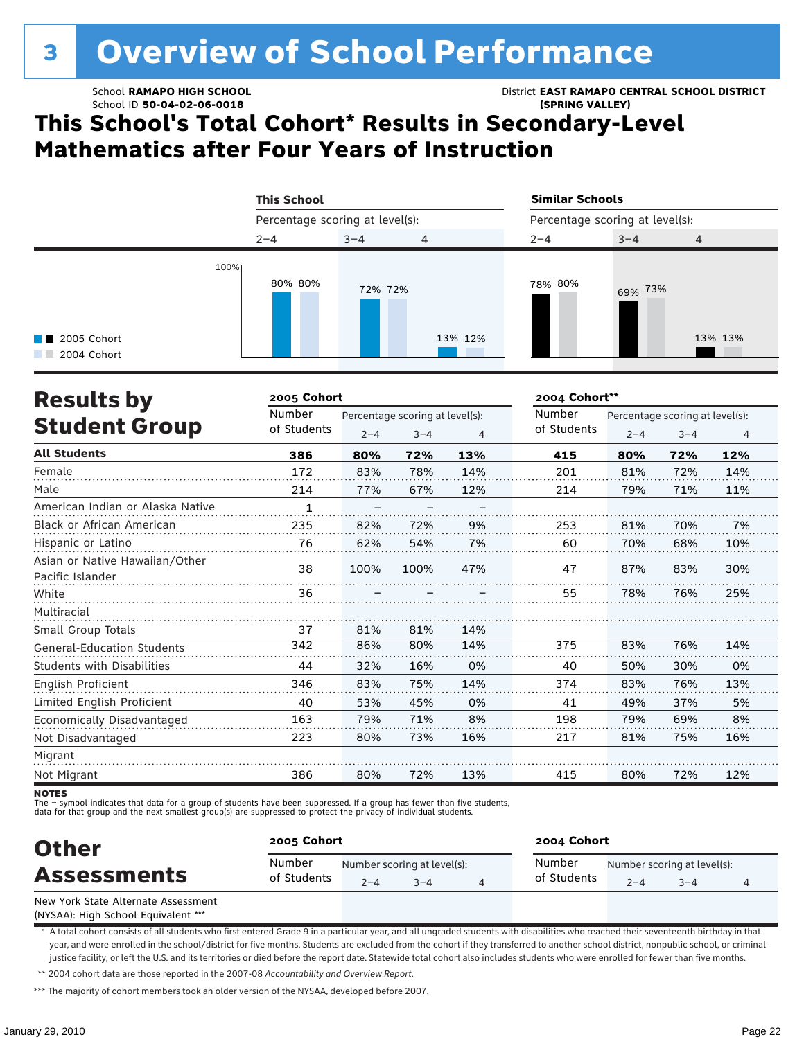# 3 Overview of School Performance

School **RAMAPO HIGH SCHOOL**
School ID **50-04-02-06-0018**

District **EAST RAMAPO CENTRAL SCHOOL DISTRICT (SPRING VALLEY)**

## This School's Total Cohort* Results in Secondary-Level Mathematics after Four Years of Instruction

**This School**

Percentage scoring at level(s):

2–4 3–4 4

100%

80% 80%

72% 72%

13% 12%

**Similar Schools**

Percentage scoring at level(s):

2–4 3–4 4

78% 80%

69% 73%

13% 13%

2005 Cohort
2004 Cohort

## Results by Student Group

| | 2005 Cohort | | | | 2004 Cohort** | | | |
|---|---|---|---|---|---|---|---|---|
| | Number of Students | Percentage scoring at level(s): 2–4 | 3–4 | 4 | Number of Students | Percentage scoring at level(s): 2–4 | 3–4 | 4 |
| **All Students** | **386** | **80%** | **72%** | **13%** | **415** | **80%** | **72%** | **12%** |
| Female | 172 | 83% | 78% | 14% | 201 | 81% | 72% | 14% |
| Male | 214 | 77% | 67% | 12% | 214 | 79% | 71% | 11% |
| American Indian or Alaska Native | 1 | – | – | – | | | | |
| Black or African American | 235 | 82% | 72% | 9% | 253 | 81% | 70% | 7% |
| Hispanic or Latino | 76 | 62% | 54% | 7% | 60 | 70% | 68% | 10% |
| Asian or Native Hawaiian/Other Pacific Islander | 38 | 100% | 100% | 47% | 47 | 87% | 83% | 30% |
| White | 36 | – | – | – | 55 | 78% | 76% | 25% |
| Multiracial | | | | | | | | |
| Small Group Totals | 37 | 81% | 81% | 14% | | | | |
| General-Education Students | 342 | 86% | 80% | 14% | 375 | 83% | 76% | 14% |
| Students with Disabilities | 44 | 32% | 16% | 0% | 40 | 50% | 30% | 0% |
| English Proficient | 346 | 83% | 75% | 14% | 374 | 83% | 76% | 13% |
| Limited English Proficient | 40 | 53% | 45% | 0% | 41 | 49% | 37% | 5% |
| Economically Disadvantaged | 163 | 79% | 71% | 8% | 198 | 79% | 69% | 8% |
| Not Disadvantaged | 223 | 80% | 73% | 16% | 217 | 81% | 75% | 16% |
| Migrant | | | | | | | | |
| Not Migrant | 386 | 80% | 72% | 13% | 415 | 80% | 72% | 12% |

**NOTES**
The – symbol indicates that data for a group of students have been suppressed. If a group has fewer than five students, data for that group and the next smallest group(s) are suppressed to protect the privacy of individual students.

## Other Assessments

| | 2005 Cohort | | | | 2004 Cohort | | | |
|---|---|---|---|---|---|---|---|---|
| | Number of Students | Number scoring at level(s): 2–4 | 3–4 | 4 | Number of Students | Number scoring at level(s): 2–4 | 3–4 | 4 |
| New York State Alternate Assessment (NYSAA): High School Equivalent *** | | | | | | | | |

\* A total cohort consists of all students who first entered Grade 9 in a particular year, and all ungraded students with disabilities who reached their seventeenth birthday in that year, and were enrolled in the school/district for five months. Students are excluded from the cohort if they transferred to another school district, nonpublic school, or criminal justice facility, or left the U.S. and its territories or died before the report date. Statewide total cohort also includes students who were enrolled for fewer than five months.

\*\* 2004 cohort data are those reported in the 2007-08 *Accountability and Overview Report*.

\*\*\* The majority of cohort members took an older version of the NYSAA, developed before 2007.

January 29, 2010